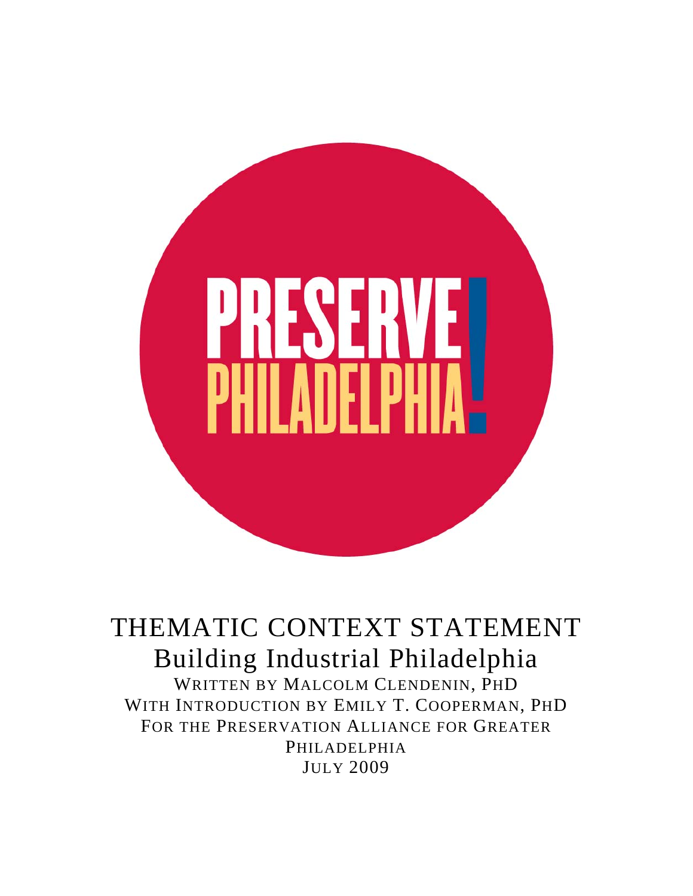PRESERVE PHILADELPHIA!

# THEMATIC CONTEXT STATEMENT

## Building Industrial Philadelphia

WRITTEN BY MALCOLM CLENDENIN, PHD

WITH INTRODUCTION BY EMILY T. COOPERMAN, PHD

FOR THE PRESERVATION ALLIANCE FOR GREATER PHILADELPHIA

JULY 2009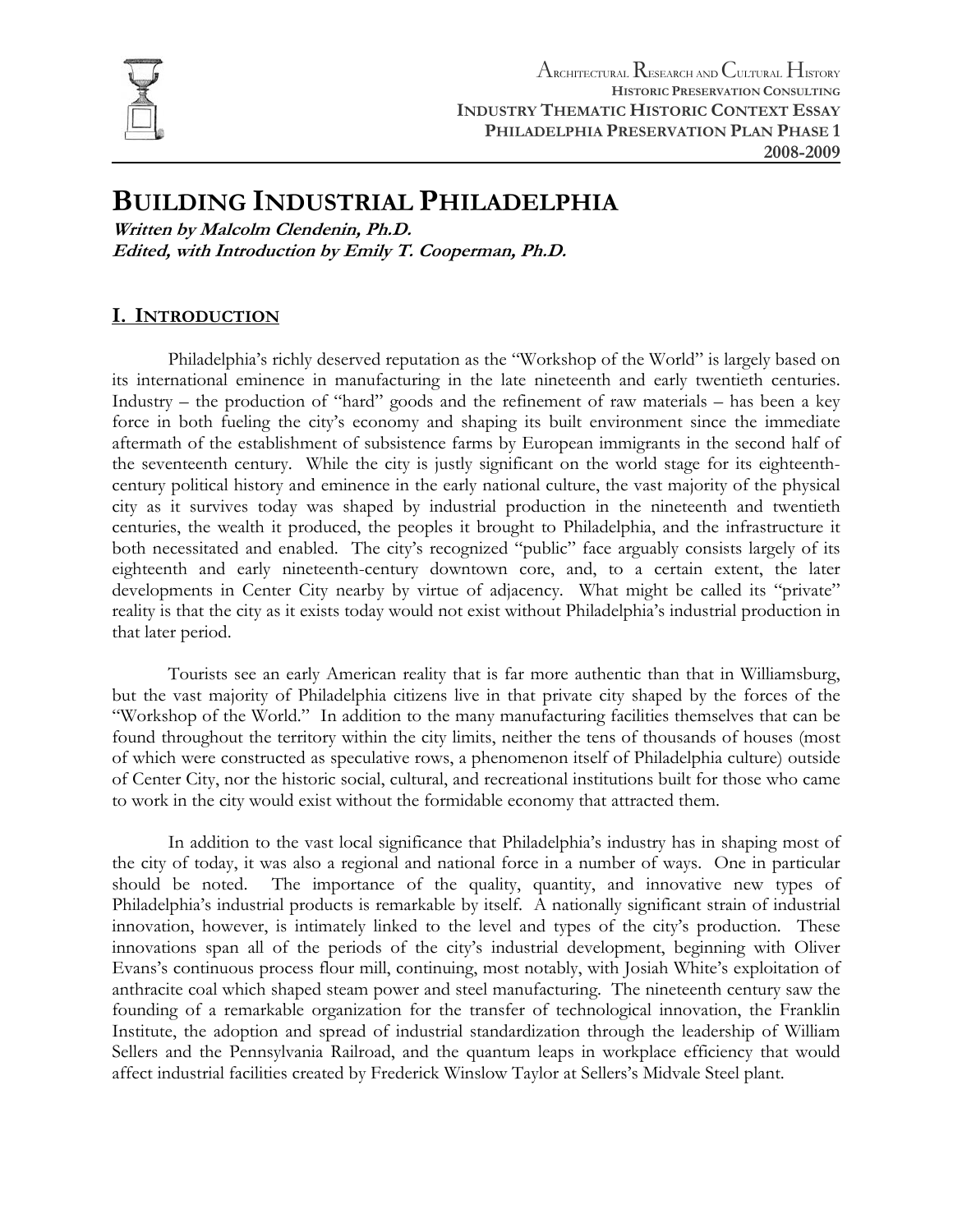# BUILDING INDUSTRIAL PHILADELPHIA

***Written by Malcolm Clendenin, Ph.D.***
***Edited, with Introduction by Emily T. Cooperman, Ph.D.***

## I. INTRODUCTION

Philadelphia's richly deserved reputation as the "Workshop of the World" is largely based on its international eminence in manufacturing in the late nineteenth and early twentieth centuries. Industry – the production of "hard" goods and the refinement of raw materials – has been a key force in both fueling the city's economy and shaping its built environment since the immediate aftermath of the establishment of subsistence farms by European immigrants in the second half of the seventeenth century. While the city is justly significant on the world stage for its eighteenth-century political history and eminence in the early national culture, the vast majority of the physical city as it survives today was shaped by industrial production in the nineteenth and twentieth centuries, the wealth it produced, the peoples it brought to Philadelphia, and the infrastructure it both necessitated and enabled. The city's recognized "public" face arguably consists largely of its eighteenth and early nineteenth-century downtown core, and, to a certain extent, the later developments in Center City nearby by virtue of adjacency. What might be called its "private" reality is that the city as it exists today would not exist without Philadelphia's industrial production in that later period.

Tourists see an early American reality that is far more authentic than that in Williamsburg, but the vast majority of Philadelphia citizens live in that private city shaped by the forces of the "Workshop of the World." In addition to the many manufacturing facilities themselves that can be found throughout the territory within the city limits, neither the tens of thousands of houses (most of which were constructed as speculative rows, a phenomenon itself of Philadelphia culture) outside of Center City, nor the historic social, cultural, and recreational institutions built for those who came to work in the city would exist without the formidable economy that attracted them.

In addition to the vast local significance that Philadelphia's industry has in shaping most of the city of today, it was also a regional and national force in a number of ways. One in particular should be noted. The importance of the quality, quantity, and innovative new types of Philadelphia's industrial products is remarkable by itself. A nationally significant strain of industrial innovation, however, is intimately linked to the level and types of the city's production. These innovations span all of the periods of the city's industrial development, beginning with Oliver Evans's continuous process flour mill, continuing, most notably, with Josiah White's exploitation of anthracite coal which shaped steam power and steel manufacturing. The nineteenth century saw the founding of a remarkable organization for the transfer of technological innovation, the Franklin Institute, the adoption and spread of industrial standardization through the leadership of William Sellers and the Pennsylvania Railroad, and the quantum leaps in workplace efficiency that would affect industrial facilities created by Frederick Winslow Taylor at Sellers's Midvale Steel plant.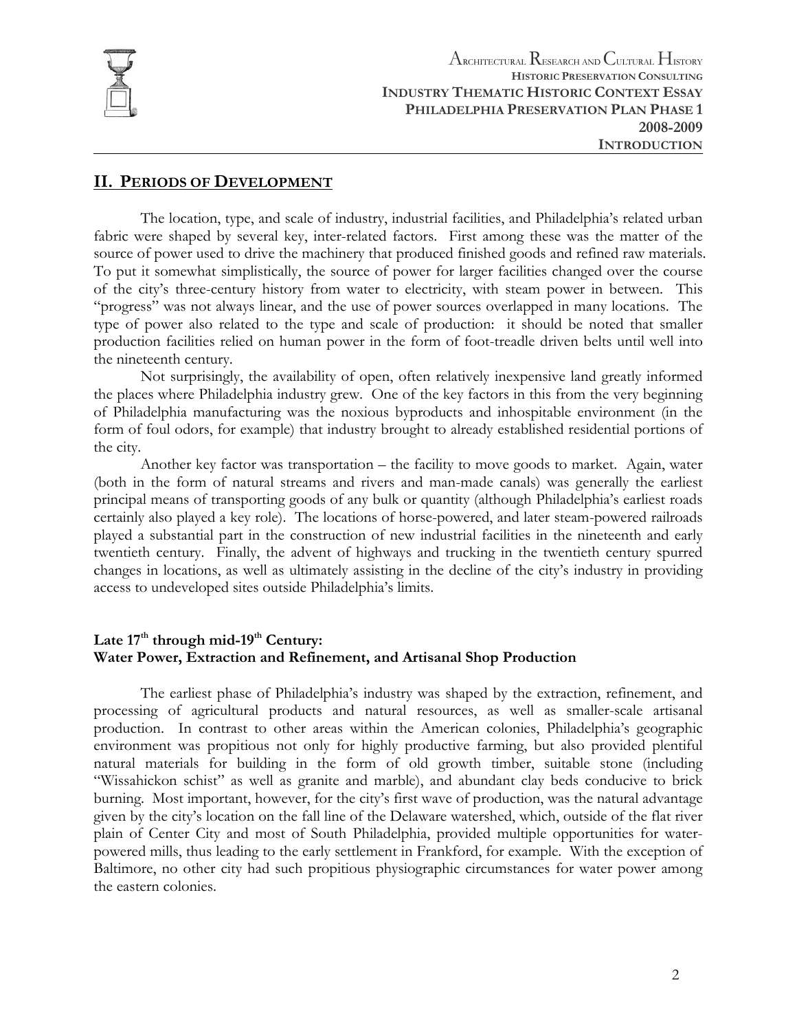## II. PERIODS OF DEVELOPMENT

The location, type, and scale of industry, industrial facilities, and Philadelphia's related urban fabric were shaped by several key, inter-related factors. First among these was the matter of the source of power used to drive the machinery that produced finished goods and refined raw materials. To put it somewhat simplistically, the source of power for larger facilities changed over the course of the city's three-century history from water to electricity, with steam power in between. This "progress" was not always linear, and the use of power sources overlapped in many locations. The type of power also related to the type and scale of production: it should be noted that smaller production facilities relied on human power in the form of foot-treadle driven belts until well into the nineteenth century.

Not surprisingly, the availability of open, often relatively inexpensive land greatly informed the places where Philadelphia industry grew. One of the key factors in this from the very beginning of Philadelphia manufacturing was the noxious byproducts and inhospitable environment (in the form of foul odors, for example) that industry brought to already established residential portions of the city.

Another key factor was transportation – the facility to move goods to market. Again, water (both in the form of natural streams and rivers and man-made canals) was generally the earliest principal means of transporting goods of any bulk or quantity (although Philadelphia's earliest roads certainly also played a key role). The locations of horse-powered, and later steam-powered railroads played a substantial part in the construction of new industrial facilities in the nineteenth and early twentieth century. Finally, the advent of highways and trucking in the twentieth century spurred changes in locations, as well as ultimately assisting in the decline of the city's industry in providing access to undeveloped sites outside Philadelphia's limits.

### Late 17th through mid-19th Century: Water Power, Extraction and Refinement, and Artisanal Shop Production

The earliest phase of Philadelphia's industry was shaped by the extraction, refinement, and processing of agricultural products and natural resources, as well as smaller-scale artisanal production. In contrast to other areas within the American colonies, Philadelphia's geographic environment was propitious not only for highly productive farming, but also provided plentiful natural materials for building in the form of old growth timber, suitable stone (including "Wissahickon schist" as well as granite and marble), and abundant clay beds conducive to brick burning. Most important, however, for the city's first wave of production, was the natural advantage given by the city's location on the fall line of the Delaware watershed, which, outside of the flat river plain of Center City and most of South Philadelphia, provided multiple opportunities for water-powered mills, thus leading to the early settlement in Frankford, for example. With the exception of Baltimore, no other city had such propitious physiographic circumstances for water power among the eastern colonies.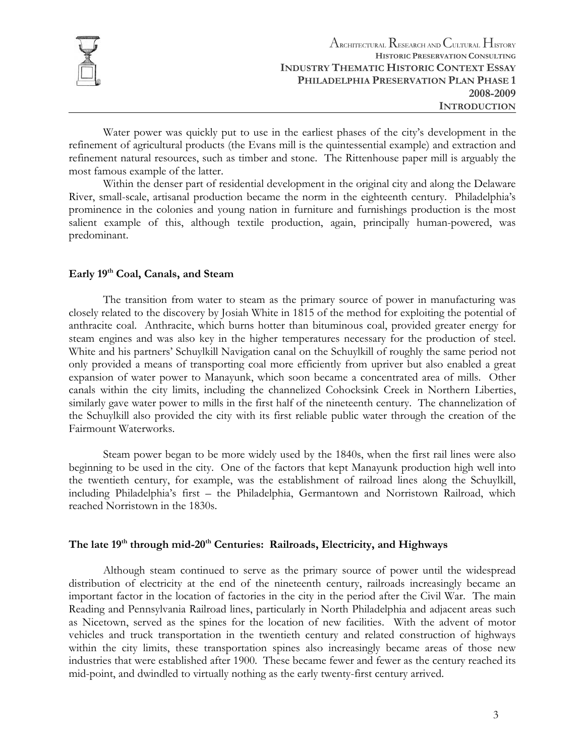Water power was quickly put to use in the earliest phases of the city's development in the refinement of agricultural products (the Evans mill is the quintessential example) and extraction and refinement natural resources, such as timber and stone. The Rittenhouse paper mill is arguably the most famous example of the latter.

Within the denser part of residential development in the original city and along the Delaware River, small-scale, artisanal production became the norm in the eighteenth century. Philadelphia's prominence in the colonies and young nation in furniture and furnishings production is the most salient example of this, although textile production, again, principally human-powered, was predominant.

### Early 19th Coal, Canals, and Steam

The transition from water to steam as the primary source of power in manufacturing was closely related to the discovery by Josiah White in 1815 of the method for exploiting the potential of anthracite coal. Anthracite, which burns hotter than bituminous coal, provided greater energy for steam engines and was also key in the higher temperatures necessary for the production of steel. White and his partners' Schuylkill Navigation canal on the Schuylkill of roughly the same period not only provided a means of transporting coal more efficiently from upriver but also enabled a great expansion of water power to Manayunk, which soon became a concentrated area of mills. Other canals within the city limits, including the channelized Cohocksink Creek in Northern Liberties, similarly gave water power to mills in the first half of the nineteenth century. The channelization of the Schuylkill also provided the city with its first reliable public water through the creation of the Fairmount Waterworks.

Steam power began to be more widely used by the 1840s, when the first rail lines were also beginning to be used in the city. One of the factors that kept Manayunk production high well into the twentieth century, for example, was the establishment of railroad lines along the Schuylkill, including Philadelphia's first – the Philadelphia, Germantown and Norristown Railroad, which reached Norristown in the 1830s.

### The late 19th through mid-20th Centuries: Railroads, Electricity, and Highways

Although steam continued to serve as the primary source of power until the widespread distribution of electricity at the end of the nineteenth century, railroads increasingly became an important factor in the location of factories in the city in the period after the Civil War. The main Reading and Pennsylvania Railroad lines, particularly in North Philadelphia and adjacent areas such as Nicetown, served as the spines for the location of new facilities. With the advent of motor vehicles and truck transportation in the twentieth century and related construction of highways within the city limits, these transportation spines also increasingly became areas of those new industries that were established after 1900. These became fewer and fewer as the century reached its mid-point, and dwindled to virtually nothing as the early twenty-first century arrived.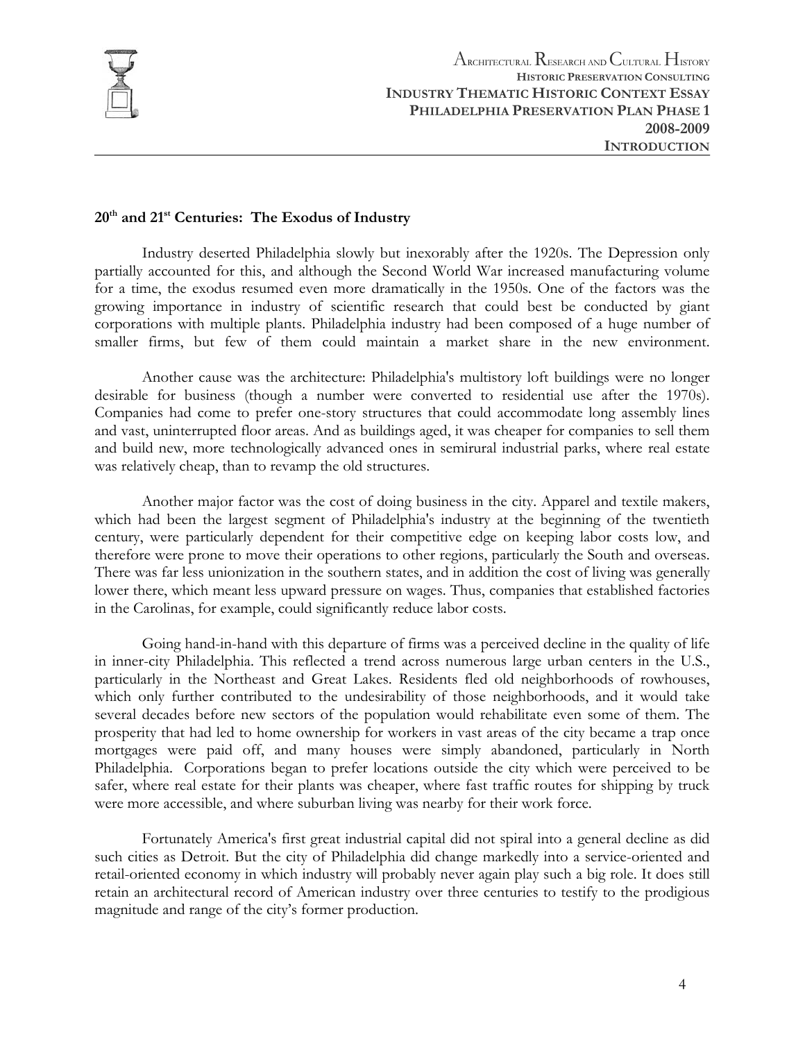## 20th and 21st Centuries: The Exodus of Industry

Industry deserted Philadelphia slowly but inexorably after the 1920s. The Depression only partially accounted for this, and although the Second World War increased manufacturing volume for a time, the exodus resumed even more dramatically in the 1950s. One of the factors was the growing importance in industry of scientific research that could best be conducted by giant corporations with multiple plants. Philadelphia industry had been composed of a huge number of smaller firms, but few of them could maintain a market share in the new environment.

Another cause was the architecture: Philadelphia's multistory loft buildings were no longer desirable for business (though a number were converted to residential use after the 1970s). Companies had come to prefer one-story structures that could accommodate long assembly lines and vast, uninterrupted floor areas. And as buildings aged, it was cheaper for companies to sell them and build new, more technologically advanced ones in semirural industrial parks, where real estate was relatively cheap, than to revamp the old structures.

Another major factor was the cost of doing business in the city. Apparel and textile makers, which had been the largest segment of Philadelphia's industry at the beginning of the twentieth century, were particularly dependent for their competitive edge on keeping labor costs low, and therefore were prone to move their operations to other regions, particularly the South and overseas. There was far less unionization in the southern states, and in addition the cost of living was generally lower there, which meant less upward pressure on wages. Thus, companies that established factories in the Carolinas, for example, could significantly reduce labor costs.

Going hand-in-hand with this departure of firms was a perceived decline in the quality of life in inner-city Philadelphia. This reflected a trend across numerous large urban centers in the U.S., particularly in the Northeast and Great Lakes. Residents fled old neighborhoods of rowhouses, which only further contributed to the undesirability of those neighborhoods, and it would take several decades before new sectors of the population would rehabilitate even some of them. The prosperity that had led to home ownership for workers in vast areas of the city became a trap once mortgages were paid off, and many houses were simply abandoned, particularly in North Philadelphia. Corporations began to prefer locations outside the city which were perceived to be safer, where real estate for their plants was cheaper, where fast traffic routes for shipping by truck were more accessible, and where suburban living was nearby for their work force.

Fortunately America's first great industrial capital did not spiral into a general decline as did such cities as Detroit. But the city of Philadelphia did change markedly into a service-oriented and retail-oriented economy in which industry will probably never again play such a big role. It does still retain an architectural record of American industry over three centuries to testify to the prodigious magnitude and range of the city's former production.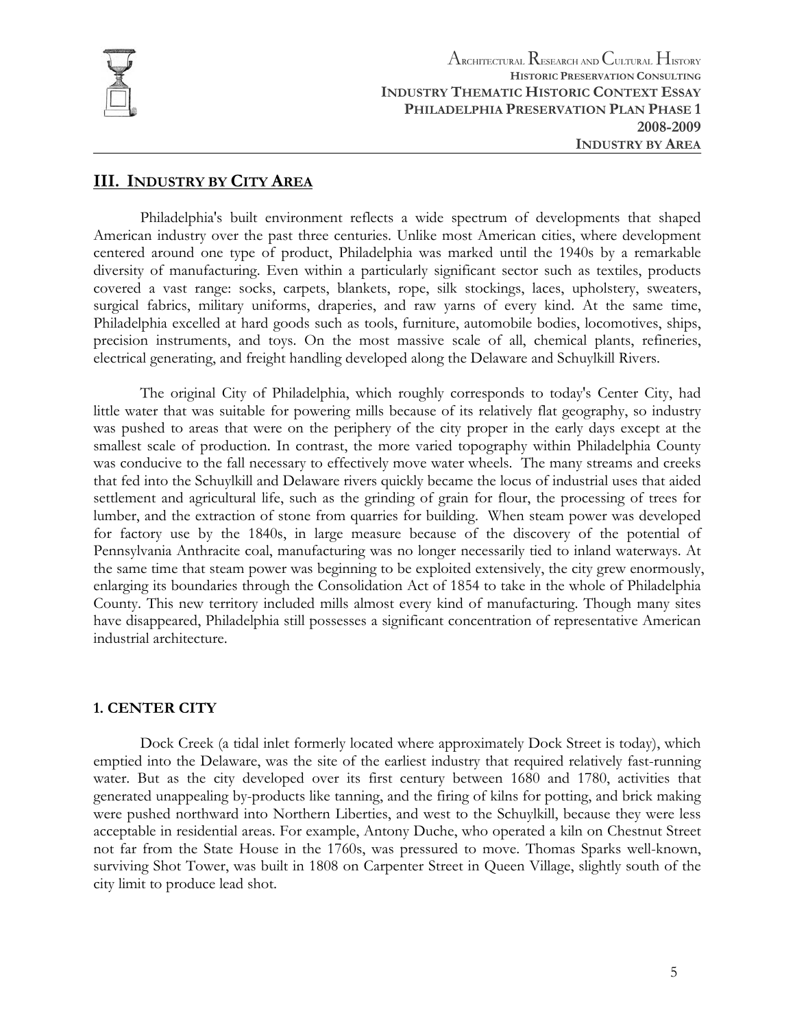## III. INDUSTRY BY CITY AREA

Philadelphia's built environment reflects a wide spectrum of developments that shaped American industry over the past three centuries. Unlike most American cities, where development centered around one type of product, Philadelphia was marked until the 1940s by a remarkable diversity of manufacturing. Even within a particularly significant sector such as textiles, products covered a vast range: socks, carpets, blankets, rope, silk stockings, laces, upholstery, sweaters, surgical fabrics, military uniforms, draperies, and raw yarns of every kind. At the same time, Philadelphia excelled at hard goods such as tools, furniture, automobile bodies, locomotives, ships, precision instruments, and toys. On the most massive scale of all, chemical plants, refineries, electrical generating, and freight handling developed along the Delaware and Schuylkill Rivers.

The original City of Philadelphia, which roughly corresponds to today's Center City, had little water that was suitable for powering mills because of its relatively flat geography, so industry was pushed to areas that were on the periphery of the city proper in the early days except at the smallest scale of production. In contrast, the more varied topography within Philadelphia County was conducive to the fall necessary to effectively move water wheels. The many streams and creeks that fed into the Schuylkill and Delaware rivers quickly became the locus of industrial uses that aided settlement and agricultural life, such as the grinding of grain for flour, the processing of trees for lumber, and the extraction of stone from quarries for building. When steam power was developed for factory use by the 1840s, in large measure because of the discovery of the potential of Pennsylvania Anthracite coal, manufacturing was no longer necessarily tied to inland waterways. At the same time that steam power was beginning to be exploited extensively, the city grew enormously, enlarging its boundaries through the Consolidation Act of 1854 to take in the whole of Philadelphia County. This new territory included mills almost every kind of manufacturing. Though many sites have disappeared, Philadelphia still possesses a significant concentration of representative American industrial architecture.

### 1. CENTER CITY

Dock Creek (a tidal inlet formerly located where approximately Dock Street is today), which emptied into the Delaware, was the site of the earliest industry that required relatively fast-running water. But as the city developed over its first century between 1680 and 1780, activities that generated unappealing by-products like tanning, and the firing of kilns for potting, and brick making were pushed northward into Northern Liberties, and west to the Schuylkill, because they were less acceptable in residential areas. For example, Antony Duche, who operated a kiln on Chestnut Street not far from the State House in the 1760s, was pressured to move. Thomas Sparks well-known, surviving Shot Tower, was built in 1808 on Carpenter Street in Queen Village, slightly south of the city limit to produce lead shot.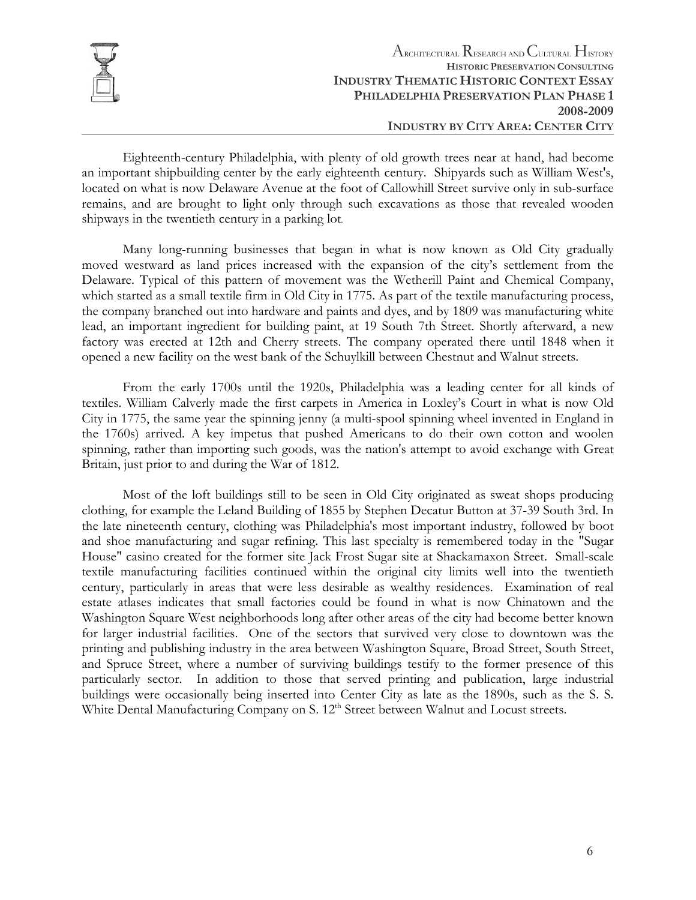Eighteenth-century Philadelphia, with plenty of old growth trees near at hand, had become an important shipbuilding center by the early eighteenth century. Shipyards such as William West's, located on what is now Delaware Avenue at the foot of Callowhill Street survive only in sub-surface remains, and are brought to light only through such excavations as those that revealed wooden shipways in the twentieth century in a parking lot.

Many long-running businesses that began in what is now known as Old City gradually moved westward as land prices increased with the expansion of the city's settlement from the Delaware. Typical of this pattern of movement was the Wetherill Paint and Chemical Company, which started as a small textile firm in Old City in 1775. As part of the textile manufacturing process, the company branched out into hardware and paints and dyes, and by 1809 was manufacturing white lead, an important ingredient for building paint, at 19 South 7th Street. Shortly afterward, a new factory was erected at 12th and Cherry streets. The company operated there until 1848 when it opened a new facility on the west bank of the Schuylkill between Chestnut and Walnut streets.

From the early 1700s until the 1920s, Philadelphia was a leading center for all kinds of textiles. William Calverly made the first carpets in America in Loxley's Court in what is now Old City in 1775, the same year the spinning jenny (a multi-spool spinning wheel invented in England in the 1760s) arrived. A key impetus that pushed Americans to do their own cotton and woolen spinning, rather than importing such goods, was the nation's attempt to avoid exchange with Great Britain, just prior to and during the War of 1812.

Most of the loft buildings still to be seen in Old City originated as sweat shops producing clothing, for example the Leland Building of 1855 by Stephen Decatur Button at 37-39 South 3rd. In the late nineteenth century, clothing was Philadelphia's most important industry, followed by boot and shoe manufacturing and sugar refining. This last specialty is remembered today in the "Sugar House" casino created for the former site Jack Frost Sugar site at Shackamaxon Street. Small-scale textile manufacturing facilities continued within the original city limits well into the twentieth century, particularly in areas that were less desirable as wealthy residences. Examination of real estate atlases indicates that small factories could be found in what is now Chinatown and the Washington Square West neighborhoods long after other areas of the city had become better known for larger industrial facilities. One of the sectors that survived very close to downtown was the printing and publishing industry in the area between Washington Square, Broad Street, South Street, and Spruce Street, where a number of surviving buildings testify to the former presence of this particularly sector. In addition to those that served printing and publication, large industrial buildings were occasionally being inserted into Center City as late as the 1890s, such as the S. S. White Dental Manufacturing Company on S. 12th Street between Walnut and Locust streets.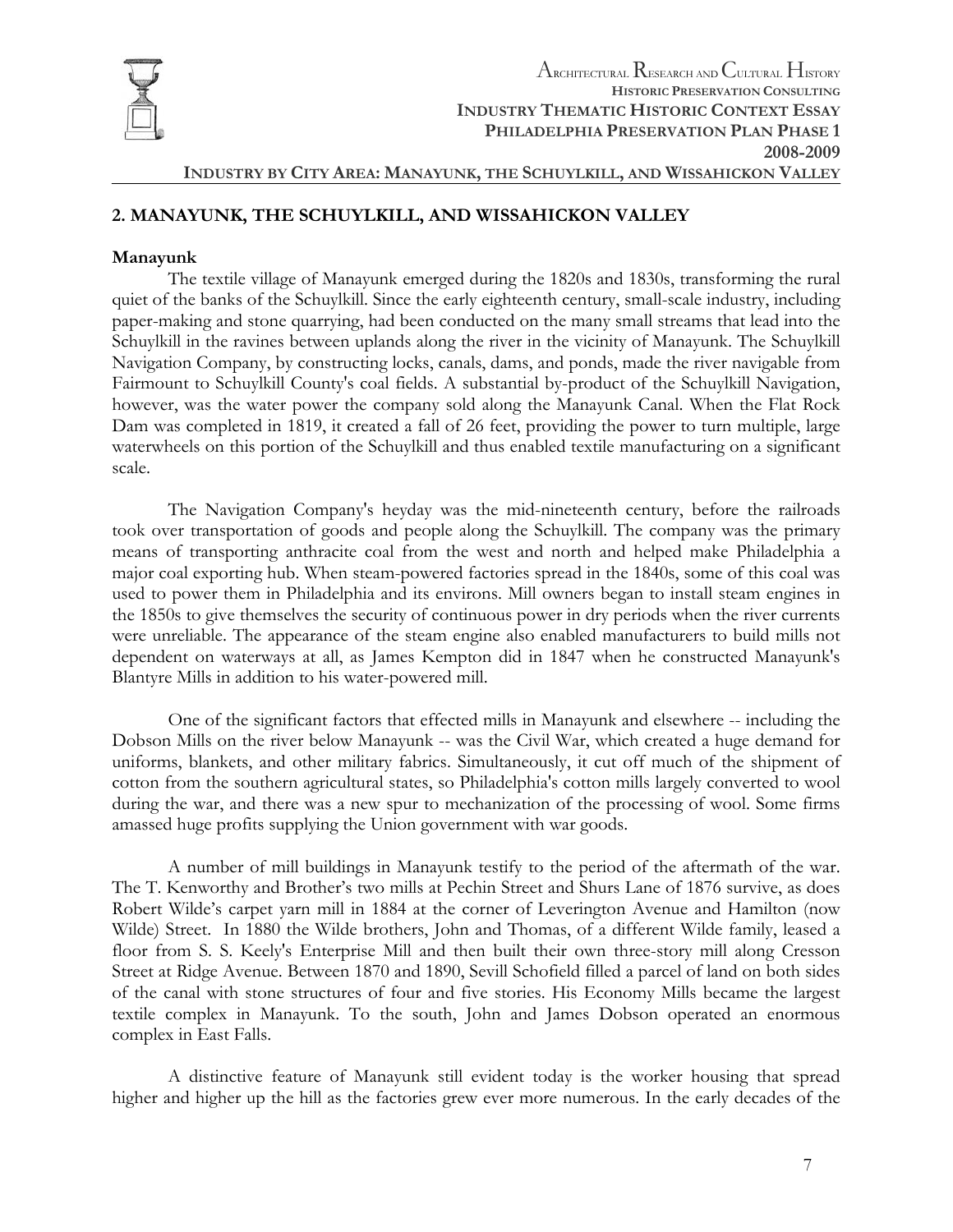## 2. MANAYUNK, THE SCHUYLKILL, AND WISSAHICKON VALLEY

### Manayunk

The textile village of Manayunk emerged during the 1820s and 1830s, transforming the rural quiet of the banks of the Schuylkill. Since the early eighteenth century, small-scale industry, including paper-making and stone quarrying, had been conducted on the many small streams that lead into the Schuylkill in the ravines between uplands along the river in the vicinity of Manayunk. The Schuylkill Navigation Company, by constructing locks, canals, dams, and ponds, made the river navigable from Fairmount to Schuylkill County's coal fields. A substantial by-product of the Schuylkill Navigation, however, was the water power the company sold along the Manayunk Canal. When the Flat Rock Dam was completed in 1819, it created a fall of 26 feet, providing the power to turn multiple, large waterwheels on this portion of the Schuylkill and thus enabled textile manufacturing on a significant scale.

The Navigation Company's heyday was the mid-nineteenth century, before the railroads took over transportation of goods and people along the Schuylkill. The company was the primary means of transporting anthracite coal from the west and north and helped make Philadelphia a major coal exporting hub. When steam-powered factories spread in the 1840s, some of this coal was used to power them in Philadelphia and its environs. Mill owners began to install steam engines in the 1850s to give themselves the security of continuous power in dry periods when the river currents were unreliable. The appearance of the steam engine also enabled manufacturers to build mills not dependent on waterways at all, as James Kempton did in 1847 when he constructed Manayunk's Blantyre Mills in addition to his water-powered mill.

One of the significant factors that effected mills in Manayunk and elsewhere -- including the Dobson Mills on the river below Manayunk -- was the Civil War, which created a huge demand for uniforms, blankets, and other military fabrics. Simultaneously, it cut off much of the shipment of cotton from the southern agricultural states, so Philadelphia's cotton mills largely converted to wool during the war, and there was a new spur to mechanization of the processing of wool. Some firms amassed huge profits supplying the Union government with war goods.

A number of mill buildings in Manayunk testify to the period of the aftermath of the war. The T. Kenworthy and Brother's two mills at Pechin Street and Shurs Lane of 1876 survive, as does Robert Wilde's carpet yarn mill in 1884 at the corner of Leverington Avenue and Hamilton (now Wilde) Street. In 1880 the Wilde brothers, John and Thomas, of a different Wilde family, leased a floor from S. S. Keely's Enterprise Mill and then built their own three-story mill along Cresson Street at Ridge Avenue. Between 1870 and 1890, Sevill Schofield filled a parcel of land on both sides of the canal with stone structures of four and five stories. His Economy Mills became the largest textile complex in Manayunk. To the south, John and James Dobson operated an enormous complex in East Falls.

A distinctive feature of Manayunk still evident today is the worker housing that spread higher and higher up the hill as the factories grew ever more numerous. In the early decades of the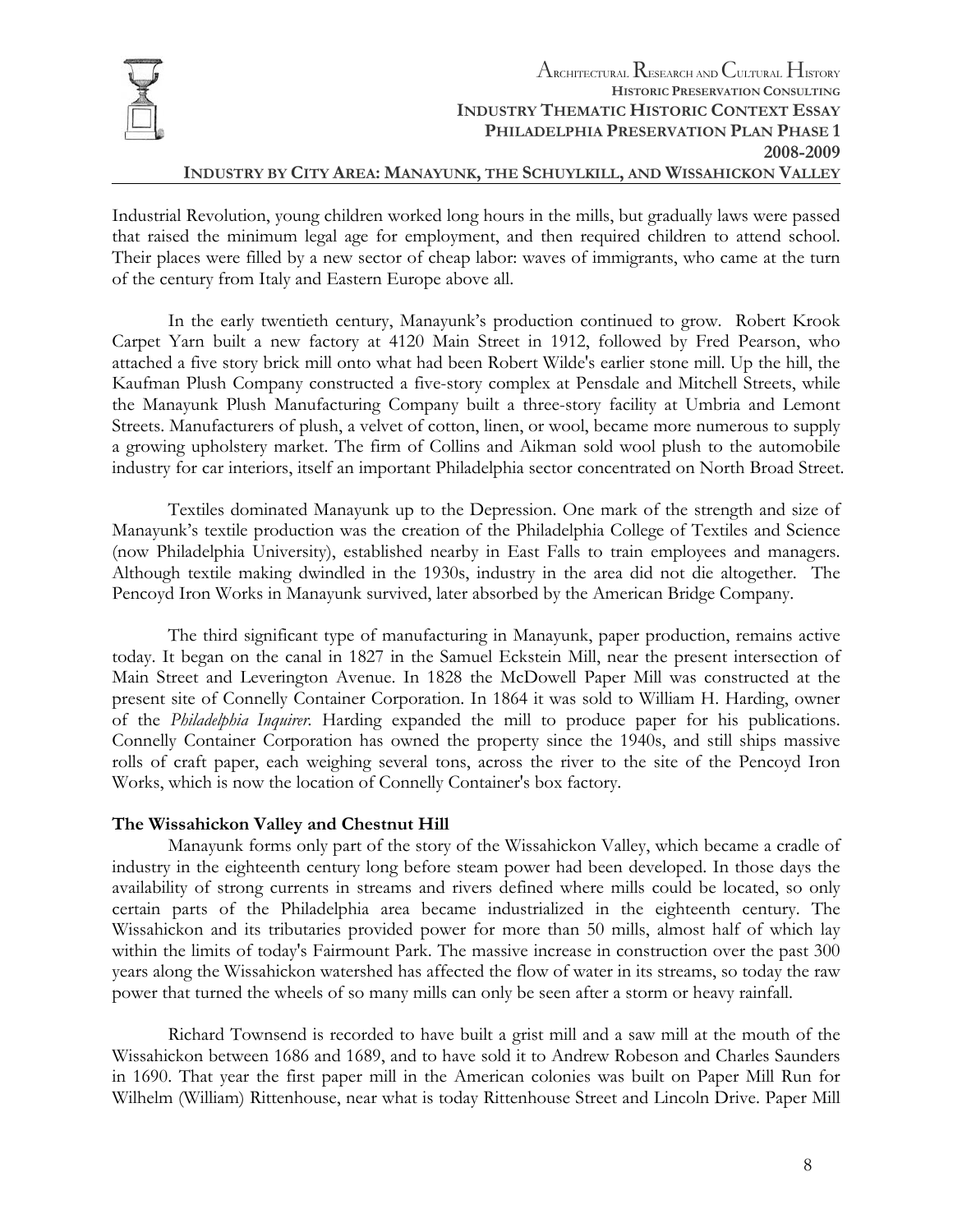Industrial Revolution, young children worked long hours in the mills, but gradually laws were passed that raised the minimum legal age for employment, and then required children to attend school. Their places were filled by a new sector of cheap labor: waves of immigrants, who came at the turn of the century from Italy and Eastern Europe above all.

In the early twentieth century, Manayunk's production continued to grow. Robert Krook Carpet Yarn built a new factory at 4120 Main Street in 1912, followed by Fred Pearson, who attached a five story brick mill onto what had been Robert Wilde's earlier stone mill. Up the hill, the Kaufman Plush Company constructed a five-story complex at Pensdale and Mitchell Streets, while the Manayunk Plush Manufacturing Company built a three-story facility at Umbria and Lemont Streets. Manufacturers of plush, a velvet of cotton, linen, or wool, became more numerous to supply a growing upholstery market. The firm of Collins and Aikman sold wool plush to the automobile industry for car interiors, itself an important Philadelphia sector concentrated on North Broad Street.

Textiles dominated Manayunk up to the Depression. One mark of the strength and size of Manayunk's textile production was the creation of the Philadelphia College of Textiles and Science (now Philadelphia University), established nearby in East Falls to train employees and managers. Although textile making dwindled in the 1930s, industry in the area did not die altogether. The Pencoyd Iron Works in Manayunk survived, later absorbed by the American Bridge Company.

The third significant type of manufacturing in Manayunk, paper production, remains active today. It began on the canal in 1827 in the Samuel Eckstein Mill, near the present intersection of Main Street and Leverington Avenue. In 1828 the McDowell Paper Mill was constructed at the present site of Connelly Container Corporation. In 1864 it was sold to William H. Harding, owner of the *Philadelphia Inquirer*. Harding expanded the mill to produce paper for his publications. Connelly Container Corporation has owned the property since the 1940s, and still ships massive rolls of craft paper, each weighing several tons, across the river to the site of the Pencoyd Iron Works, which is now the location of Connelly Container's box factory.

### The Wissahickon Valley and Chestnut Hill

Manayunk forms only part of the story of the Wissahickon Valley, which became a cradle of industry in the eighteenth century long before steam power had been developed. In those days the availability of strong currents in streams and rivers defined where mills could be located, so only certain parts of the Philadelphia area became industrialized in the eighteenth century. The Wissahickon and its tributaries provided power for more than 50 mills, almost half of which lay within the limits of today's Fairmount Park. The massive increase in construction over the past 300 years along the Wissahickon watershed has affected the flow of water in its streams, so today the raw power that turned the wheels of so many mills can only be seen after a storm or heavy rainfall.

Richard Townsend is recorded to have built a grist mill and a saw mill at the mouth of the Wissahickon between 1686 and 1689, and to have sold it to Andrew Robeson and Charles Saunders in 1690. That year the first paper mill in the American colonies was built on Paper Mill Run for Wilhelm (William) Rittenhouse, near what is today Rittenhouse Street and Lincoln Drive. Paper Mill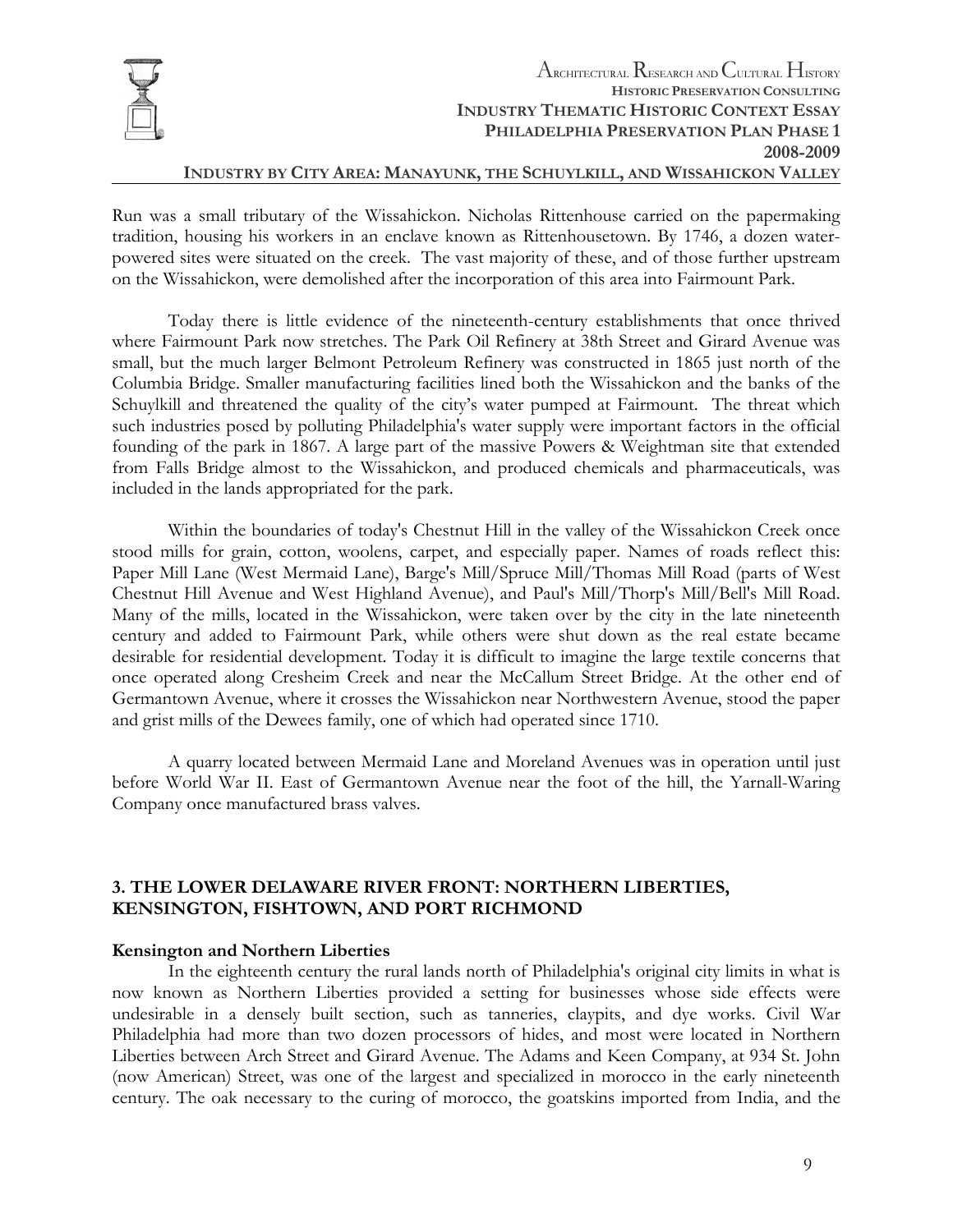Run was a small tributary of the Wissahickon. Nicholas Rittenhouse carried on the papermaking tradition, housing his workers in an enclave known as Rittenhousetown. By 1746, a dozen water-powered sites were situated on the creek. The vast majority of these, and of those further upstream on the Wissahickon, were demolished after the incorporation of this area into Fairmount Park.

Today there is little evidence of the nineteenth-century establishments that once thrived where Fairmount Park now stretches. The Park Oil Refinery at 38th Street and Girard Avenue was small, but the much larger Belmont Petroleum Refinery was constructed in 1865 just north of the Columbia Bridge. Smaller manufacturing facilities lined both the Wissahickon and the banks of the Schuylkill and threatened the quality of the city's water pumped at Fairmount. The threat which such industries posed by polluting Philadelphia's water supply were important factors in the official founding of the park in 1867. A large part of the massive Powers & Weightman site that extended from Falls Bridge almost to the Wissahickon, and produced chemicals and pharmaceuticals, was included in the lands appropriated for the park.

Within the boundaries of today's Chestnut Hill in the valley of the Wissahickon Creek once stood mills for grain, cotton, woolens, carpet, and especially paper. Names of roads reflect this: Paper Mill Lane (West Mermaid Lane), Barge's Mill/Spruce Mill/Thomas Mill Road (parts of West Chestnut Hill Avenue and West Highland Avenue), and Paul's Mill/Thorp's Mill/Bell's Mill Road. Many of the mills, located in the Wissahickon, were taken over by the city in the late nineteenth century and added to Fairmount Park, while others were shut down as the real estate became desirable for residential development. Today it is difficult to imagine the large textile concerns that once operated along Cresheim Creek and near the McCallum Street Bridge. At the other end of Germantown Avenue, where it crosses the Wissahickon near Northwestern Avenue, stood the paper and grist mills of the Dewees family, one of which had operated since 1710.

A quarry located between Mermaid Lane and Moreland Avenues was in operation until just before World War II. East of Germantown Avenue near the foot of the hill, the Yarnall-Waring Company once manufactured brass valves.

## 3. THE LOWER DELAWARE RIVER FRONT: NORTHERN LIBERTIES, KENSINGTON, FISHTOWN, AND PORT RICHMOND

### Kensington and Northern Liberties

In the eighteenth century the rural lands north of Philadelphia's original city limits in what is now known as Northern Liberties provided a setting for businesses whose side effects were undesirable in a densely built section, such as tanneries, claypits, and dye works. Civil War Philadelphia had more than two dozen processors of hides, and most were located in Northern Liberties between Arch Street and Girard Avenue. The Adams and Keen Company, at 934 St. John (now American) Street, was one of the largest and specialized in morocco in the early nineteenth century. The oak necessary to the curing of morocco, the goatskins imported from India, and the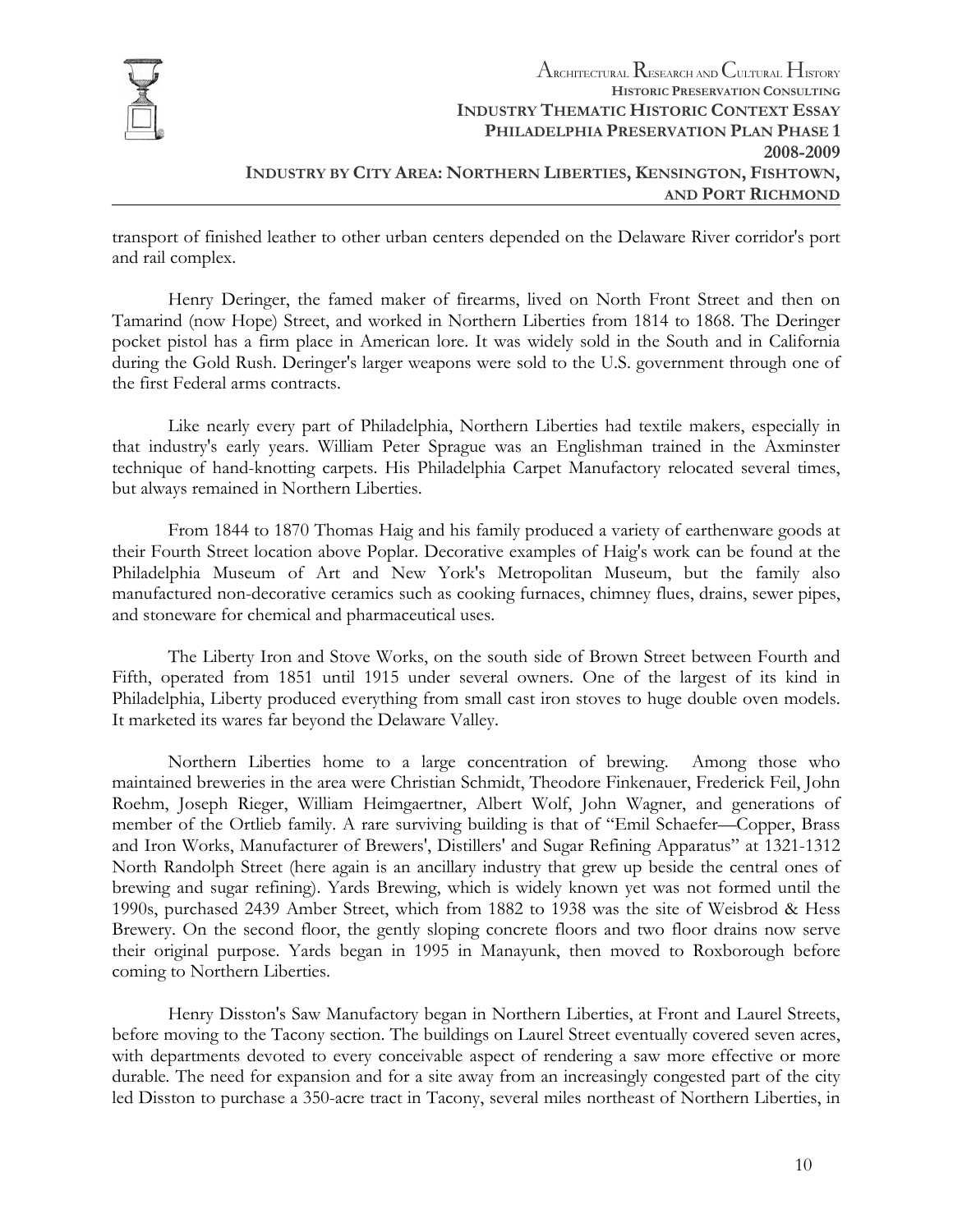transport of finished leather to other urban centers depended on the Delaware River corridor's port and rail complex.

Henry Deringer, the famed maker of firearms, lived on North Front Street and then on Tamarind (now Hope) Street, and worked in Northern Liberties from 1814 to 1868. The Deringer pocket pistol has a firm place in American lore. It was widely sold in the South and in California during the Gold Rush. Deringer's larger weapons were sold to the U.S. government through one of the first Federal arms contracts.

Like nearly every part of Philadelphia, Northern Liberties had textile makers, especially in that industry's early years. William Peter Sprague was an Englishman trained in the Axminster technique of hand-knotting carpets. His Philadelphia Carpet Manufactory relocated several times, but always remained in Northern Liberties.

From 1844 to 1870 Thomas Haig and his family produced a variety of earthenware goods at their Fourth Street location above Poplar. Decorative examples of Haig's work can be found at the Philadelphia Museum of Art and New York's Metropolitan Museum, but the family also manufactured non-decorative ceramics such as cooking furnaces, chimney flues, drains, sewer pipes, and stoneware for chemical and pharmaceutical uses.

The Liberty Iron and Stove Works, on the south side of Brown Street between Fourth and Fifth, operated from 1851 until 1915 under several owners. One of the largest of its kind in Philadelphia, Liberty produced everything from small cast iron stoves to huge double oven models. It marketed its wares far beyond the Delaware Valley.

Northern Liberties home to a large concentration of brewing. Among those who maintained breweries in the area were Christian Schmidt, Theodore Finkenauer, Frederick Feil, John Roehm, Joseph Rieger, William Heimgaertner, Albert Wolf, John Wagner, and generations of member of the Ortlieb family. A rare surviving building is that of "Emil Schaefer—Copper, Brass and Iron Works, Manufacturer of Brewers', Distillers' and Sugar Refining Apparatus" at 1321-1312 North Randolph Street (here again is an ancillary industry that grew up beside the central ones of brewing and sugar refining). Yards Brewing, which is widely known yet was not formed until the 1990s, purchased 2439 Amber Street, which from 1882 to 1938 was the site of Weisbrod & Hess Brewery. On the second floor, the gently sloping concrete floors and two floor drains now serve their original purpose. Yards began in 1995 in Manayunk, then moved to Roxborough before coming to Northern Liberties.

Henry Disston's Saw Manufactory began in Northern Liberties, at Front and Laurel Streets, before moving to the Tacony section. The buildings on Laurel Street eventually covered seven acres, with departments devoted to every conceivable aspect of rendering a saw more effective or more durable. The need for expansion and for a site away from an increasingly congested part of the city led Disston to purchase a 350-acre tract in Tacony, several miles northeast of Northern Liberties, in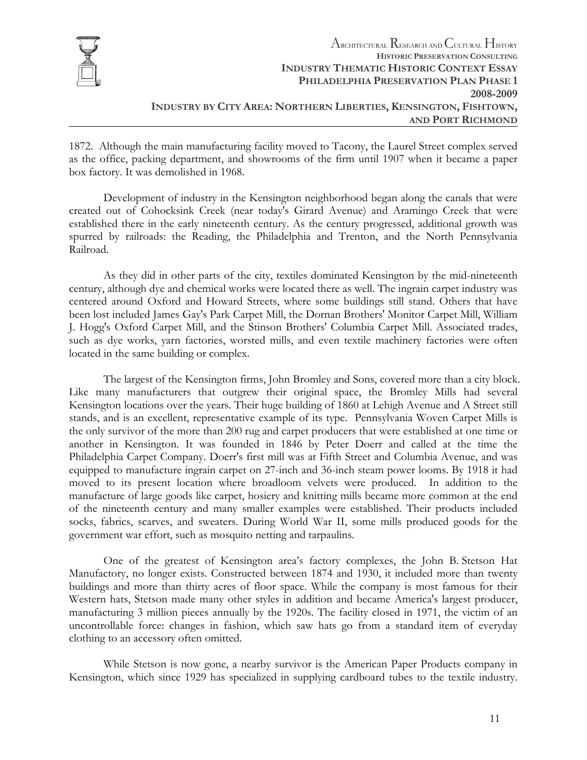1872. Although the main manufacturing facility moved to Tacony, the Laurel Street complex served as the office, packing department, and showrooms of the firm until 1907 when it became a paper box factory. It was demolished in 1968.

Development of industry in the Kensington neighborhood began along the canals that were created out of Cohocksink Creek (near today's Girard Avenue) and Aramingo Creek that were established there in the early nineteenth century. As the century progressed, additional growth was spurred by railroads: the Reading, the Philadelphia and Trenton, and the North Pennsylvania Railroad.

As they did in other parts of the city, textiles dominated Kensington by the mid-nineteenth century, although dye and chemical works were located there as well. The ingrain carpet industry was centered around Oxford and Howard Streets, where some buildings still stand. Others that have been lost included James Gay's Park Carpet Mill, the Dornan Brothers' Monitor Carpet Mill, William J. Hogg's Oxford Carpet Mill, and the Stinson Brothers' Columbia Carpet Mill. Associated trades, such as dye works, yarn factories, worsted mills, and even textile machinery factories were often located in the same building or complex.

The largest of the Kensington firms, John Bromley and Sons, covered more than a city block. Like many manufacturers that outgrew their original space, the Bromley Mills had several Kensington locations over the years. Their huge building of 1860 at Lehigh Avenue and A Street still stands, and is an excellent, representative example of its type. Pennsylvania Woven Carpet Mills is the only survivor of the more than 200 rug and carpet producers that were established at one time or another in Kensington. It was founded in 1846 by Peter Doerr and called at the time the Philadelphia Carpet Company. Doerr's first mill was at Fifth Street and Columbia Avenue, and was equipped to manufacture ingrain carpet on 27-inch and 36-inch steam power looms. By 1918 it had moved to its present location where broadloom velvets were produced. In addition to the manufacture of large goods like carpet, hosiery and knitting mills became more common at the end of the nineteenth century and many smaller examples were established. Their products included socks, fabrics, scarves, and sweaters. During World War II, some mills produced goods for the government war effort, such as mosquito netting and tarpaulins.

One of the greatest of Kensington area's factory complexes, the John B. Stetson Hat Manufactory, no longer exists. Constructed between 1874 and 1930, it included more than twenty buildings and more than thirty acres of floor space. While the company is most famous for their Western hats, Stetson made many other styles in addition and became America's largest producer, manufacturing 3 million pieces annually by the 1920s. The facility closed in 1971, the victim of an uncontrollable force: changes in fashion, which saw hats go from a standard item of everyday clothing to an accessory often omitted.

While Stetson is now gone, a nearby survivor is the American Paper Products company in Kensington, which since 1929 has specialized in supplying cardboard tubes to the textile industry.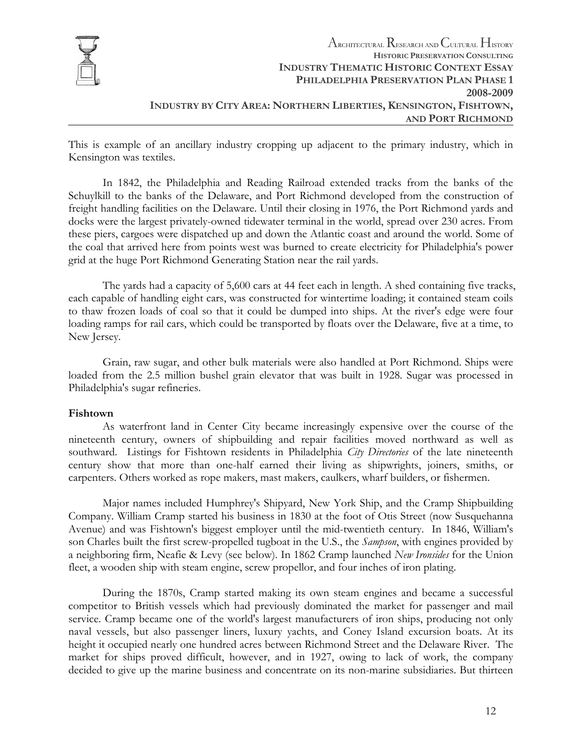This is example of an ancillary industry cropping up adjacent to the primary industry, which in Kensington was textiles.

In 1842, the Philadelphia and Reading Railroad extended tracks from the banks of the Schuylkill to the banks of the Delaware, and Port Richmond developed from the construction of freight handling facilities on the Delaware. Until their closing in 1976, the Port Richmond yards and docks were the largest privately-owned tidewater terminal in the world, spread over 230 acres. From these piers, cargoes were dispatched up and down the Atlantic coast and around the world. Some of the coal that arrived here from points west was burned to create electricity for Philadelphia's power grid at the huge Port Richmond Generating Station near the rail yards.

The yards had a capacity of 5,600 cars at 44 feet each in length. A shed containing five tracks, each capable of handling eight cars, was constructed for wintertime loading; it contained steam coils to thaw frozen loads of coal so that it could be dumped into ships. At the river's edge were four loading ramps for rail cars, which could be transported by floats over the Delaware, five at a time, to New Jersey.

Grain, raw sugar, and other bulk materials were also handled at Port Richmond. Ships were loaded from the 2.5 million bushel grain elevator that was built in 1928. Sugar was processed in Philadelphia's sugar refineries.

**Fishtown**

As waterfront land in Center City became increasingly expensive over the course of the nineteenth century, owners of shipbuilding and repair facilities moved northward as well as southward. Listings for Fishtown residents in Philadelphia *City Directories* of the late nineteenth century show that more than one-half earned their living as shipwrights, joiners, smiths, or carpenters. Others worked as rope makers, mast makers, caulkers, wharf builders, or fishermen.

Major names included Humphrey's Shipyard, New York Ship, and the Cramp Shipbuilding Company. William Cramp started his business in 1830 at the foot of Otis Street (now Susquehanna Avenue) and was Fishtown's biggest employer until the mid-twentieth century. In 1846, William's son Charles built the first screw-propelled tugboat in the U.S., the *Sampson*, with engines provided by a neighboring firm, Neafie & Levy (see below). In 1862 Cramp launched *New Ironsides* for the Union fleet, a wooden ship with steam engine, screw propellor, and four inches of iron plating.

During the 1870s, Cramp started making its own steam engines and became a successful competitor to British vessels which had previously dominated the market for passenger and mail service. Cramp became one of the world's largest manufacturers of iron ships, producing not only naval vessels, but also passenger liners, luxury yachts, and Coney Island excursion boats. At its height it occupied nearly one hundred acres between Richmond Street and the Delaware River. The market for ships proved difficult, however, and in 1927, owing to lack of work, the company decided to give up the marine business and concentrate on its non-marine subsidiaries. But thirteen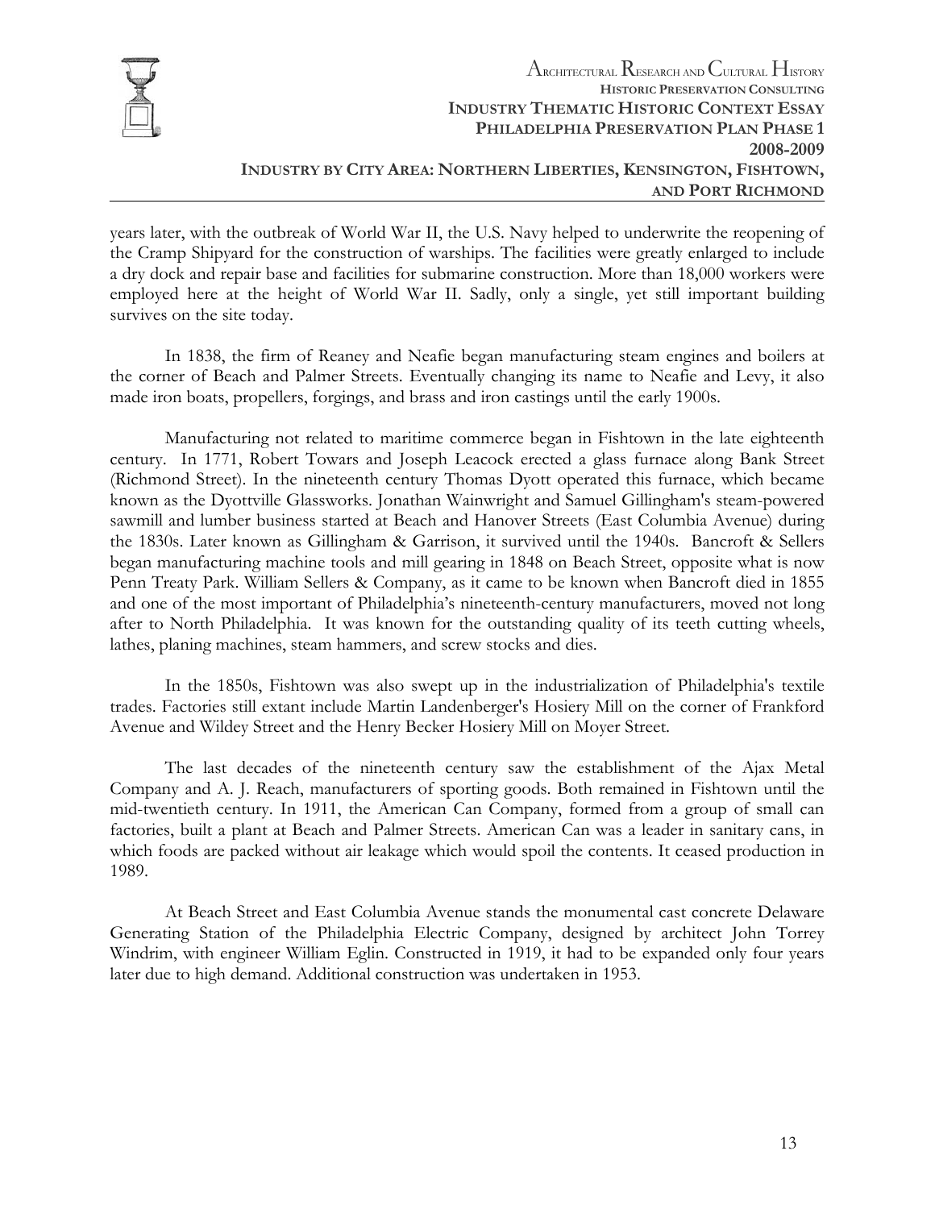years later, with the outbreak of World War II, the U.S. Navy helped to underwrite the reopening of the Cramp Shipyard for the construction of warships. The facilities were greatly enlarged to include a dry dock and repair base and facilities for submarine construction. More than 18,000 workers were employed here at the height of World War II. Sadly, only a single, yet still important building survives on the site today.

In 1838, the firm of Reaney and Neafie began manufacturing steam engines and boilers at the corner of Beach and Palmer Streets. Eventually changing its name to Neafie and Levy, it also made iron boats, propellers, forgings, and brass and iron castings until the early 1900s.

Manufacturing not related to maritime commerce began in Fishtown in the late eighteenth century. In 1771, Robert Towars and Joseph Leacock erected a glass furnace along Bank Street (Richmond Street). In the nineteenth century Thomas Dyott operated this furnace, which became known as the Dyottville Glassworks. Jonathan Wainwright and Samuel Gillingham's steam-powered sawmill and lumber business started at Beach and Hanover Streets (East Columbia Avenue) during the 1830s. Later known as Gillingham & Garrison, it survived until the 1940s. Bancroft & Sellers began manufacturing machine tools and mill gearing in 1848 on Beach Street, opposite what is now Penn Treaty Park. William Sellers & Company, as it came to be known when Bancroft died in 1855 and one of the most important of Philadelphia's nineteenth-century manufacturers, moved not long after to North Philadelphia. It was known for the outstanding quality of its teeth cutting wheels, lathes, planing machines, steam hammers, and screw stocks and dies.

In the 1850s, Fishtown was also swept up in the industrialization of Philadelphia's textile trades. Factories still extant include Martin Landenberger's Hosiery Mill on the corner of Frankford Avenue and Wildey Street and the Henry Becker Hosiery Mill on Moyer Street.

The last decades of the nineteenth century saw the establishment of the Ajax Metal Company and A. J. Reach, manufacturers of sporting goods. Both remained in Fishtown until the mid-twentieth century. In 1911, the American Can Company, formed from a group of small can factories, built a plant at Beach and Palmer Streets. American Can was a leader in sanitary cans, in which foods are packed without air leakage which would spoil the contents. It ceased production in 1989.

At Beach Street and East Columbia Avenue stands the monumental cast concrete Delaware Generating Station of the Philadelphia Electric Company, designed by architect John Torrey Windrim, with engineer William Eglin. Constructed in 1919, it had to be expanded only four years later due to high demand. Additional construction was undertaken in 1953.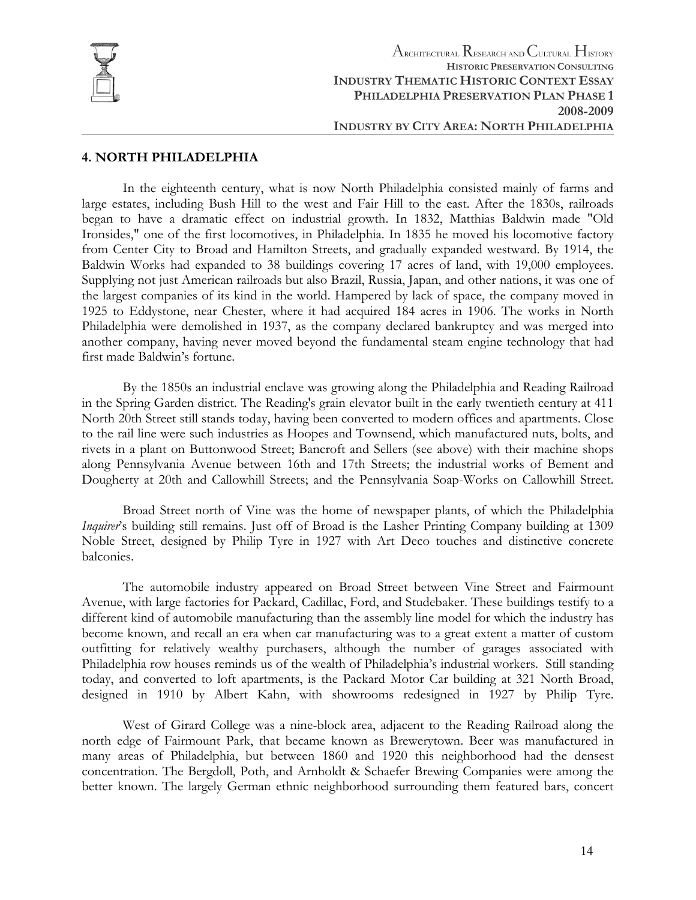## 4. NORTH PHILADELPHIA

In the eighteenth century, what is now North Philadelphia consisted mainly of farms and large estates, including Bush Hill to the west and Fair Hill to the east. After the 1830s, railroads began to have a dramatic effect on industrial growth. In 1832, Matthias Baldwin made "Old Ironsides," one of the first locomotives, in Philadelphia. In 1835 he moved his locomotive factory from Center City to Broad and Hamilton Streets, and gradually expanded westward. By 1914, the Baldwin Works had expanded to 38 buildings covering 17 acres of land, with 19,000 employees. Supplying not just American railroads but also Brazil, Russia, Japan, and other nations, it was one of the largest companies of its kind in the world. Hampered by lack of space, the company moved in 1925 to Eddystone, near Chester, where it had acquired 184 acres in 1906. The works in North Philadelphia were demolished in 1937, as the company declared bankruptcy and was merged into another company, having never moved beyond the fundamental steam engine technology that had first made Baldwin's fortune.

By the 1850s an industrial enclave was growing along the Philadelphia and Reading Railroad in the Spring Garden district. The Reading's grain elevator built in the early twentieth century at 411 North 20th Street still stands today, having been converted to modern offices and apartments. Close to the rail line were such industries as Hoopes and Townsend, which manufactured nuts, bolts, and rivets in a plant on Buttonwood Street; Bancroft and Sellers (see above) with their machine shops along Pennsylvania Avenue between 16th and 17th Streets; the industrial works of Bement and Dougherty at 20th and Callowhill Streets; and the Pennsylvania Soap-Works on Callowhill Street.

Broad Street north of Vine was the home of newspaper plants, of which the Philadelphia *Inquirer*'s building still remains. Just off of Broad is the Lasher Printing Company building at 1309 Noble Street, designed by Philip Tyre in 1927 with Art Deco touches and distinctive concrete balconies.

The automobile industry appeared on Broad Street between Vine Street and Fairmount Avenue, with large factories for Packard, Cadillac, Ford, and Studebaker. These buildings testify to a different kind of automobile manufacturing than the assembly line model for which the industry has become known, and recall an era when car manufacturing was to a great extent a matter of custom outfitting for relatively wealthy purchasers, although the number of garages associated with Philadelphia row houses reminds us of the wealth of Philadelphia's industrial workers. Still standing today, and converted to loft apartments, is the Packard Motor Car building at 321 North Broad, designed in 1910 by Albert Kahn, with showrooms redesigned in 1927 by Philip Tyre.

West of Girard College was a nine-block area, adjacent to the Reading Railroad along the north edge of Fairmount Park, that became known as Brewerytown. Beer was manufactured in many areas of Philadelphia, but between 1860 and 1920 this neighborhood had the densest concentration. The Bergdoll, Poth, and Arnholdt & Schaefer Brewing Companies were among the better known. The largely German ethnic neighborhood surrounding them featured bars, concert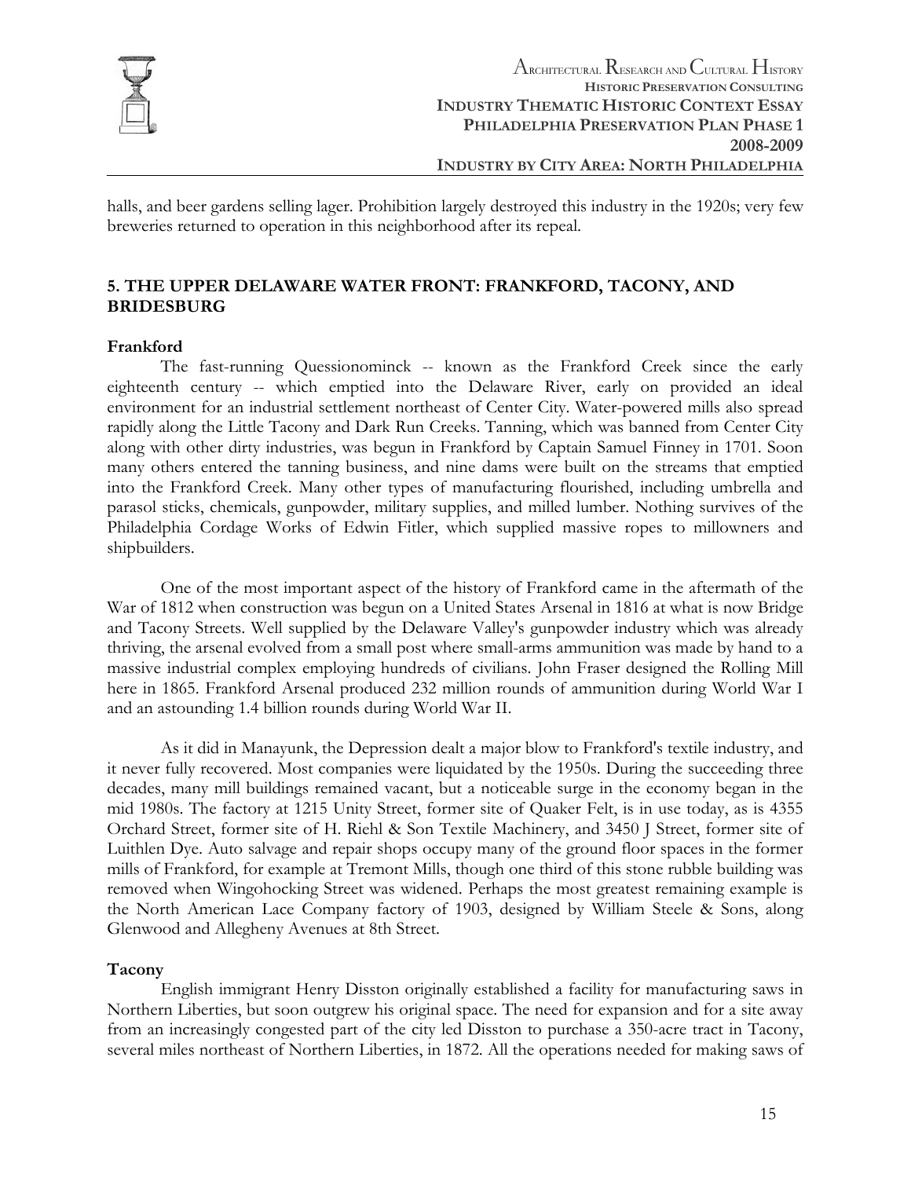halls, and beer gardens selling lager. Prohibition largely destroyed this industry in the 1920s; very few breweries returned to operation in this neighborhood after its repeal.

## 5. THE UPPER DELAWARE WATER FRONT: FRANKFORD, TACONY, AND BRIDESBURG

### Frankford

The fast-running Quessionominck -- known as the Frankford Creek since the early eighteenth century -- which emptied into the Delaware River, early on provided an ideal environment for an industrial settlement northeast of Center City. Water-powered mills also spread rapidly along the Little Tacony and Dark Run Creeks. Tanning, which was banned from Center City along with other dirty industries, was begun in Frankford by Captain Samuel Finney in 1701. Soon many others entered the tanning business, and nine dams were built on the streams that emptied into the Frankford Creek. Many other types of manufacturing flourished, including umbrella and parasol sticks, chemicals, gunpowder, military supplies, and milled lumber. Nothing survives of the Philadelphia Cordage Works of Edwin Fitler, which supplied massive ropes to millowners and shipbuilders.

One of the most important aspect of the history of Frankford came in the aftermath of the War of 1812 when construction was begun on a United States Arsenal in 1816 at what is now Bridge and Tacony Streets. Well supplied by the Delaware Valley's gunpowder industry which was already thriving, the arsenal evolved from a small post where small-arms ammunition was made by hand to a massive industrial complex employing hundreds of civilians. John Fraser designed the Rolling Mill here in 1865. Frankford Arsenal produced 232 million rounds of ammunition during World War I and an astounding 1.4 billion rounds during World War II.

As it did in Manayunk, the Depression dealt a major blow to Frankford's textile industry, and it never fully recovered. Most companies were liquidated by the 1950s. During the succeeding three decades, many mill buildings remained vacant, but a noticeable surge in the economy began in the mid 1980s. The factory at 1215 Unity Street, former site of Quaker Felt, is in use today, as is 4355 Orchard Street, former site of H. Riehl & Son Textile Machinery, and 3450 J Street, former site of Luithlen Dye. Auto salvage and repair shops occupy many of the ground floor spaces in the former mills of Frankford, for example at Tremont Mills, though one third of this stone rubble building was removed when Wingohocking Street was widened. Perhaps the most greatest remaining example is the North American Lace Company factory of 1903, designed by William Steele & Sons, along Glenwood and Allegheny Avenues at 8th Street.

### Tacony

English immigrant Henry Disston originally established a facility for manufacturing saws in Northern Liberties, but soon outgrew his original space. The need for expansion and for a site away from an increasingly congested part of the city led Disston to purchase a 350-acre tract in Tacony, several miles northeast of Northern Liberties, in 1872. All the operations needed for making saws of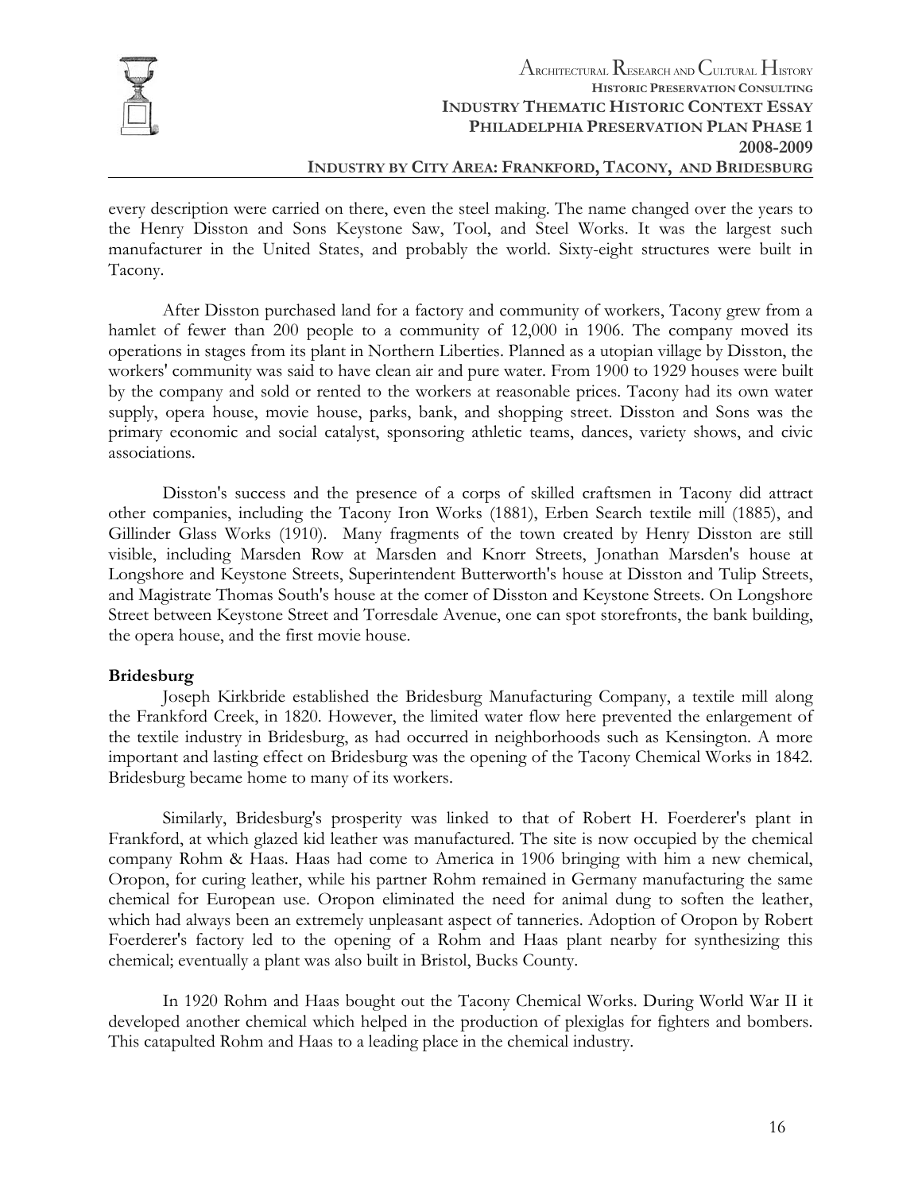every description were carried on there, even the steel making. The name changed over the years to the Henry Disston and Sons Keystone Saw, Tool, and Steel Works. It was the largest such manufacturer in the United States, and probably the world. Sixty-eight structures were built in Tacony.

After Disston purchased land for a factory and community of workers, Tacony grew from a hamlet of fewer than 200 people to a community of 12,000 in 1906. The company moved its operations in stages from its plant in Northern Liberties. Planned as a utopian village by Disston, the workers' community was said to have clean air and pure water. From 1900 to 1929 houses were built by the company and sold or rented to the workers at reasonable prices. Tacony had its own water supply, opera house, movie house, parks, bank, and shopping street. Disston and Sons was the primary economic and social catalyst, sponsoring athletic teams, dances, variety shows, and civic associations.

Disston's success and the presence of a corps of skilled craftsmen in Tacony did attract other companies, including the Tacony Iron Works (1881), Erben Search textile mill (1885), and Gillinder Glass Works (1910). Many fragments of the town created by Henry Disston are still visible, including Marsden Row at Marsden and Knorr Streets, Jonathan Marsden's house at Longshore and Keystone Streets, Superintendent Butterworth's house at Disston and Tulip Streets, and Magistrate Thomas South's house at the comer of Disston and Keystone Streets. On Longshore Street between Keystone Street and Torresdale Avenue, one can spot storefronts, the bank building, the opera house, and the first movie house.

**Bridesburg**

Joseph Kirkbride established the Bridesburg Manufacturing Company, a textile mill along the Frankford Creek, in 1820. However, the limited water flow here prevented the enlargement of the textile industry in Bridesburg, as had occurred in neighborhoods such as Kensington. A more important and lasting effect on Bridesburg was the opening of the Tacony Chemical Works in 1842. Bridesburg became home to many of its workers.

Similarly, Bridesburg's prosperity was linked to that of Robert H. Foerderer's plant in Frankford, at which glazed kid leather was manufactured. The site is now occupied by the chemical company Rohm & Haas. Haas had come to America in 1906 bringing with him a new chemical, Oropon, for curing leather, while his partner Rohm remained in Germany manufacturing the same chemical for European use. Oropon eliminated the need for animal dung to soften the leather, which had always been an extremely unpleasant aspect of tanneries. Adoption of Oropon by Robert Foerderer's factory led to the opening of a Rohm and Haas plant nearby for synthesizing this chemical; eventually a plant was also built in Bristol, Bucks County.

In 1920 Rohm and Haas bought out the Tacony Chemical Works. During World War II it developed another chemical which helped in the production of plexiglas for fighters and bombers. This catapulted Rohm and Haas to a leading place in the chemical industry.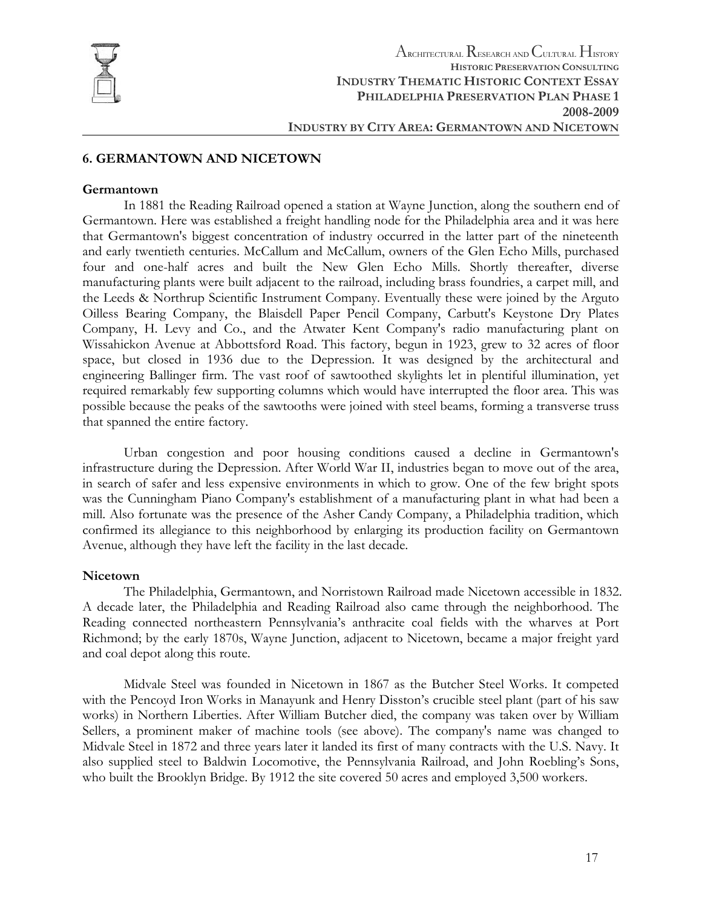## 6. GERMANTOWN AND NICETOWN

### Germantown

In 1881 the Reading Railroad opened a station at Wayne Junction, along the southern end of Germantown. Here was established a freight handling node for the Philadelphia area and it was here that Germantown's biggest concentration of industry occurred in the latter part of the nineteenth and early twentieth centuries. McCallum and McCallum, owners of the Glen Echo Mills, purchased four and one-half acres and built the New Glen Echo Mills. Shortly thereafter, diverse manufacturing plants were built adjacent to the railroad, including brass foundries, a carpet mill, and the Leeds & Northrup Scientific Instrument Company. Eventually these were joined by the Arguto Oilless Bearing Company, the Blaisdell Paper Pencil Company, Carbutt's Keystone Dry Plates Company, H. Levy and Co., and the Atwater Kent Company's radio manufacturing plant on Wissahickon Avenue at Abbottsford Road. This factory, begun in 1923, grew to 32 acres of floor space, but closed in 1936 due to the Depression. It was designed by the architectural and engineering Ballinger firm. The vast roof of sawtoothed skylights let in plentiful illumination, yet required remarkably few supporting columns which would have interrupted the floor area. This was possible because the peaks of the sawtooths were joined with steel beams, forming a transverse truss that spanned the entire factory.

Urban congestion and poor housing conditions caused a decline in Germantown's infrastructure during the Depression. After World War II, industries began to move out of the area, in search of safer and less expensive environments in which to grow. One of the few bright spots was the Cunningham Piano Company's establishment of a manufacturing plant in what had been a mill. Also fortunate was the presence of the Asher Candy Company, a Philadelphia tradition, which confirmed its allegiance to this neighborhood by enlarging its production facility on Germantown Avenue, although they have left the facility in the last decade.

### Nicetown

The Philadelphia, Germantown, and Norristown Railroad made Nicetown accessible in 1832. A decade later, the Philadelphia and Reading Railroad also came through the neighborhood. The Reading connected northeastern Pennsylvania's anthracite coal fields with the wharves at Port Richmond; by the early 1870s, Wayne Junction, adjacent to Nicetown, became a major freight yard and coal depot along this route.

Midvale Steel was founded in Nicetown in 1867 as the Butcher Steel Works. It competed with the Pencoyd Iron Works in Manayunk and Henry Disston's crucible steel plant (part of his saw works) in Northern Liberties. After William Butcher died, the company was taken over by William Sellers, a prominent maker of machine tools (see above). The company's name was changed to Midvale Steel in 1872 and three years later it landed its first of many contracts with the U.S. Navy. It also supplied steel to Baldwin Locomotive, the Pennsylvania Railroad, and John Roebling's Sons, who built the Brooklyn Bridge. By 1912 the site covered 50 acres and employed 3,500 workers.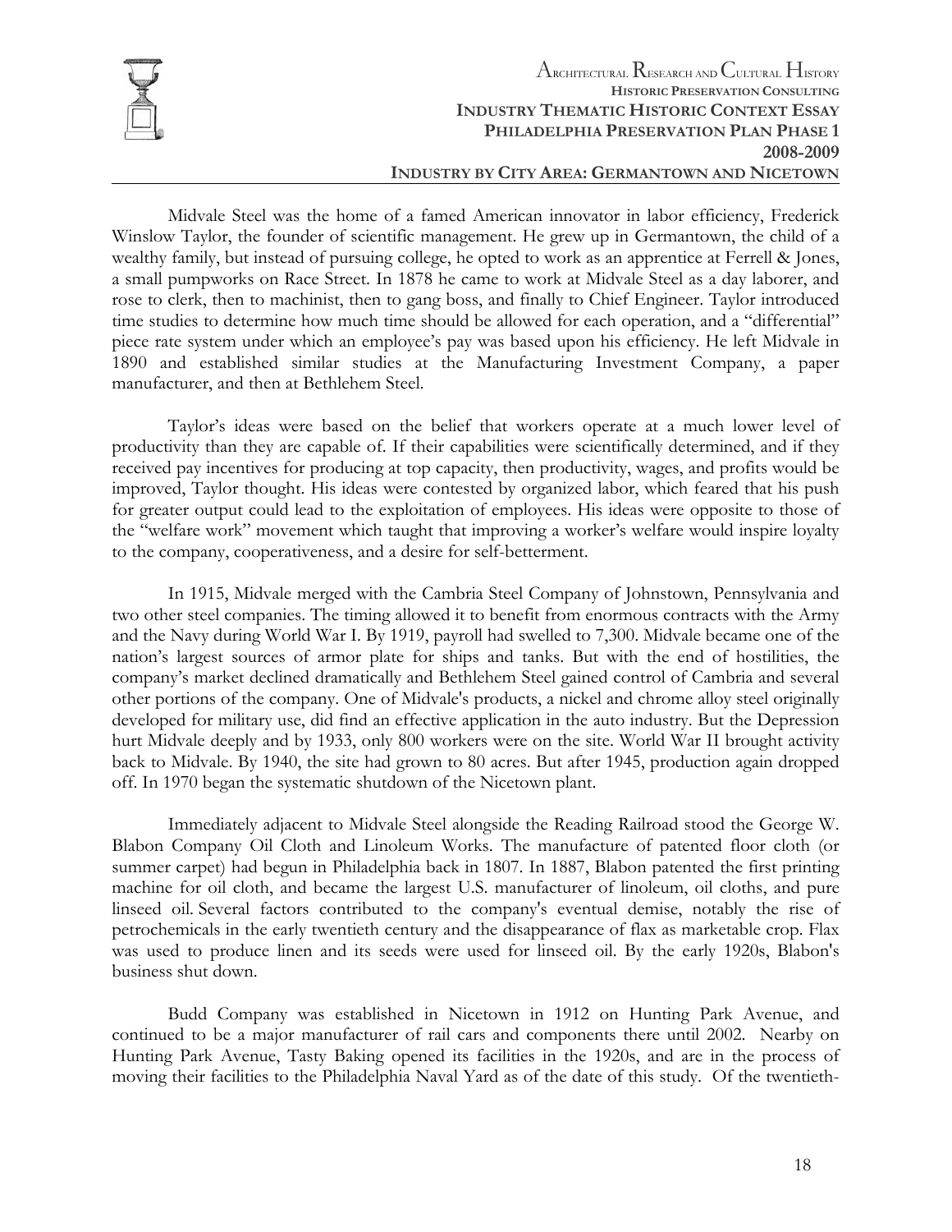Midvale Steel was the home of a famed American innovator in labor efficiency, Frederick Winslow Taylor, the founder of scientific management. He grew up in Germantown, the child of a wealthy family, but instead of pursuing college, he opted to work as an apprentice at Ferrell & Jones, a small pumpworks on Race Street. In 1878 he came to work at Midvale Steel as a day laborer, and rose to clerk, then to machinist, then to gang boss, and finally to Chief Engineer. Taylor introduced time studies to determine how much time should be allowed for each operation, and a "differential" piece rate system under which an employee's pay was based upon his efficiency. He left Midvale in 1890 and established similar studies at the Manufacturing Investment Company, a paper manufacturer, and then at Bethlehem Steel.

Taylor's ideas were based on the belief that workers operate at a much lower level of productivity than they are capable of. If their capabilities were scientifically determined, and if they received pay incentives for producing at top capacity, then productivity, wages, and profits would be improved, Taylor thought. His ideas were contested by organized labor, which feared that his push for greater output could lead to the exploitation of employees. His ideas were opposite to those of the "welfare work" movement which taught that improving a worker's welfare would inspire loyalty to the company, cooperativeness, and a desire for self-betterment.

In 1915, Midvale merged with the Cambria Steel Company of Johnstown, Pennsylvania and two other steel companies. The timing allowed it to benefit from enormous contracts with the Army and the Navy during World War I. By 1919, payroll had swelled to 7,300. Midvale became one of the nation's largest sources of armor plate for ships and tanks. But with the end of hostilities, the company's market declined dramatically and Bethlehem Steel gained control of Cambria and several other portions of the company. One of Midvale's products, a nickel and chrome alloy steel originally developed for military use, did find an effective application in the auto industry. But the Depression hurt Midvale deeply and by 1933, only 800 workers were on the site. World War II brought activity back to Midvale. By 1940, the site had grown to 80 acres. But after 1945, production again dropped off. In 1970 began the systematic shutdown of the Nicetown plant.

Immediately adjacent to Midvale Steel alongside the Reading Railroad stood the George W. Blabon Company Oil Cloth and Linoleum Works. The manufacture of patented floor cloth (or summer carpet) had begun in Philadelphia back in 1807. In 1887, Blabon patented the first printing machine for oil cloth, and became the largest U.S. manufacturer of linoleum, oil cloths, and pure linseed oil. Several factors contributed to the company's eventual demise, notably the rise of petrochemicals in the early twentieth century and the disappearance of flax as marketable crop. Flax was used to produce linen and its seeds were used for linseed oil. By the early 1920s, Blabon's business shut down.

Budd Company was established in Nicetown in 1912 on Hunting Park Avenue, and continued to be a major manufacturer of rail cars and components there until 2002. Nearby on Hunting Park Avenue, Tasty Baking opened its facilities in the 1920s, and are in the process of moving their facilities to the Philadelphia Naval Yard as of the date of this study. Of the twentieth-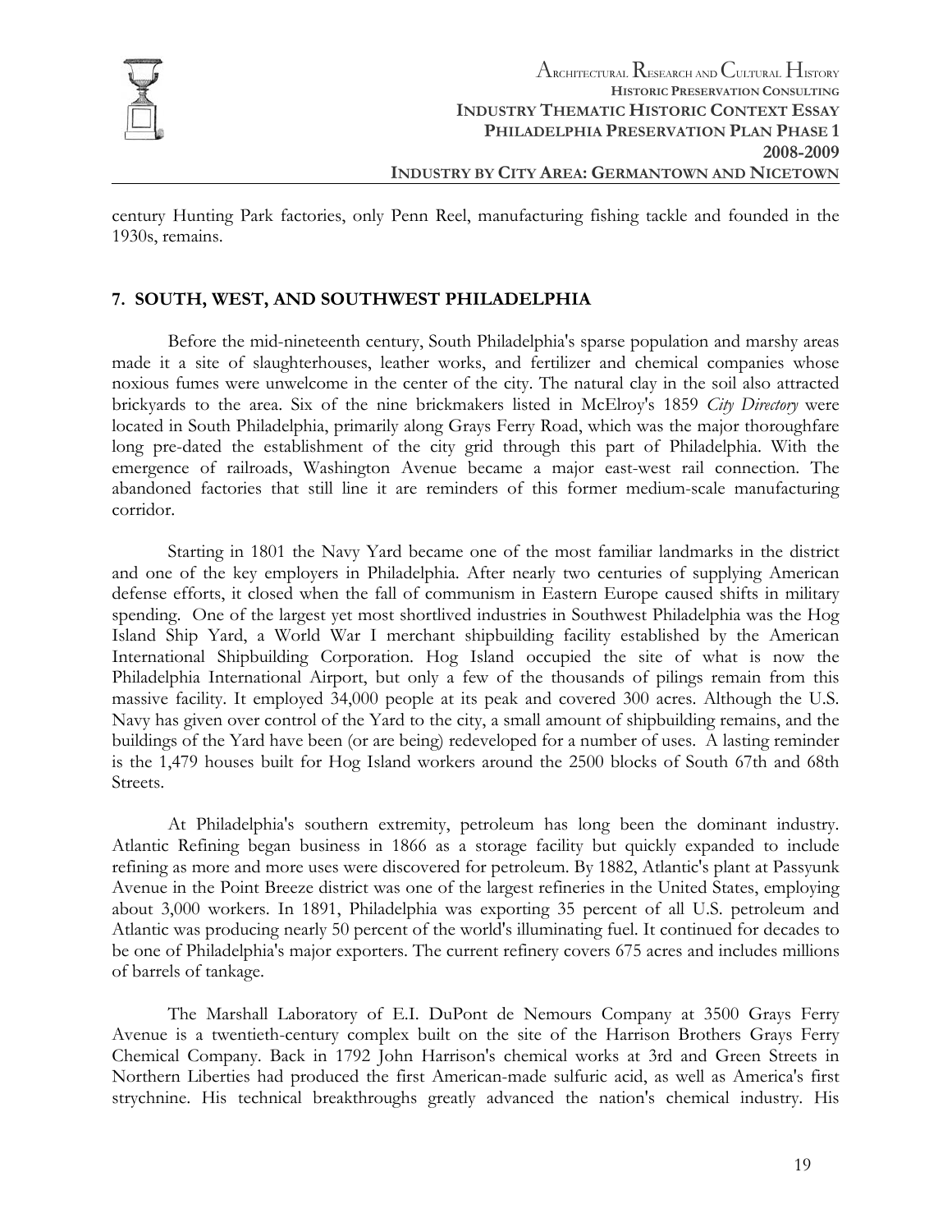century Hunting Park factories, only Penn Reel, manufacturing fishing tackle and founded in the 1930s, remains.

## 7. SOUTH, WEST, AND SOUTHWEST PHILADELPHIA

Before the mid-nineteenth century, South Philadelphia's sparse population and marshy areas made it a site of slaughterhouses, leather works, and fertilizer and chemical companies whose noxious fumes were unwelcome in the center of the city. The natural clay in the soil also attracted brickyards to the area. Six of the nine brickmakers listed in McElroy's 1859 *City Directory* were located in South Philadelphia, primarily along Grays Ferry Road, which was the major thoroughfare long pre-dated the establishment of the city grid through this part of Philadelphia. With the emergence of railroads, Washington Avenue became a major east-west rail connection. The abandoned factories that still line it are reminders of this former medium-scale manufacturing corridor.

Starting in 1801 the Navy Yard became one of the most familiar landmarks in the district and one of the key employers in Philadelphia. After nearly two centuries of supplying American defense efforts, it closed when the fall of communism in Eastern Europe caused shifts in military spending. One of the largest yet most shortlived industries in Southwest Philadelphia was the Hog Island Ship Yard, a World War I merchant shipbuilding facility established by the American International Shipbuilding Corporation. Hog Island occupied the site of what is now the Philadelphia International Airport, but only a few of the thousands of pilings remain from this massive facility. It employed 34,000 people at its peak and covered 300 acres. Although the U.S. Navy has given over control of the Yard to the city, a small amount of shipbuilding remains, and the buildings of the Yard have been (or are being) redeveloped for a number of uses. A lasting reminder is the 1,479 houses built for Hog Island workers around the 2500 blocks of South 67th and 68th Streets.

At Philadelphia's southern extremity, petroleum has long been the dominant industry. Atlantic Refining began business in 1866 as a storage facility but quickly expanded to include refining as more and more uses were discovered for petroleum. By 1882, Atlantic's plant at Passyunk Avenue in the Point Breeze district was one of the largest refineries in the United States, employing about 3,000 workers. In 1891, Philadelphia was exporting 35 percent of all U.S. petroleum and Atlantic was producing nearly 50 percent of the world's illuminating fuel. It continued for decades to be one of Philadelphia's major exporters. The current refinery covers 675 acres and includes millions of barrels of tankage.

The Marshall Laboratory of E.I. DuPont de Nemours Company at 3500 Grays Ferry Avenue is a twentieth-century complex built on the site of the Harrison Brothers Grays Ferry Chemical Company. Back in 1792 John Harrison's chemical works at 3rd and Green Streets in Northern Liberties had produced the first American-made sulfuric acid, as well as America's first strychnine. His technical breakthroughs greatly advanced the nation's chemical industry. His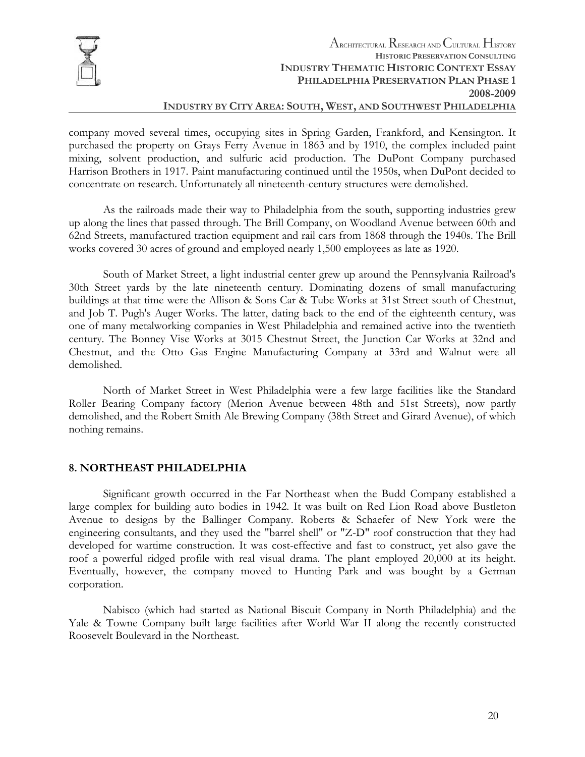company moved several times, occupying sites in Spring Garden, Frankford, and Kensington. It purchased the property on Grays Ferry Avenue in 1863 and by 1910, the complex included paint mixing, solvent production, and sulfuric acid production. The DuPont Company purchased Harrison Brothers in 1917. Paint manufacturing continued until the 1950s, when DuPont decided to concentrate on research. Unfortunately all nineteenth-century structures were demolished.

As the railroads made their way to Philadelphia from the south, supporting industries grew up along the lines that passed through. The Brill Company, on Woodland Avenue between 60th and 62nd Streets, manufactured traction equipment and rail cars from 1868 through the 1940s. The Brill works covered 30 acres of ground and employed nearly 1,500 employees as late as 1920.

South of Market Street, a light industrial center grew up around the Pennsylvania Railroad's 30th Street yards by the late nineteenth century. Dominating dozens of small manufacturing buildings at that time were the Allison & Sons Car & Tube Works at 31st Street south of Chestnut, and Job T. Pugh's Auger Works. The latter, dating back to the end of the eighteenth century, was one of many metalworking companies in West Philadelphia and remained active into the twentieth century. The Bonney Vise Works at 3015 Chestnut Street, the Junction Car Works at 32nd and Chestnut, and the Otto Gas Engine Manufacturing Company at 33rd and Walnut were all demolished.

North of Market Street in West Philadelphia were a few large facilities like the Standard Roller Bearing Company factory (Merion Avenue between 48th and 51st Streets), now partly demolished, and the Robert Smith Ale Brewing Company (38th Street and Girard Avenue), of which nothing remains.

## 8. NORTHEAST PHILADELPHIA

Significant growth occurred in the Far Northeast when the Budd Company established a large complex for building auto bodies in 1942. It was built on Red Lion Road above Bustleton Avenue to designs by the Ballinger Company. Roberts & Schaefer of New York were the engineering consultants, and they used the "barrel shell" or "Z-D" roof construction that they had developed for wartime construction. It was cost-effective and fast to construct, yet also gave the roof a powerful ridged profile with real visual drama. The plant employed 20,000 at its height. Eventually, however, the company moved to Hunting Park and was bought by a German corporation.

Nabisco (which had started as National Biscuit Company in North Philadelphia) and the Yale & Towne Company built large facilities after World War II along the recently constructed Roosevelt Boulevard in the Northeast.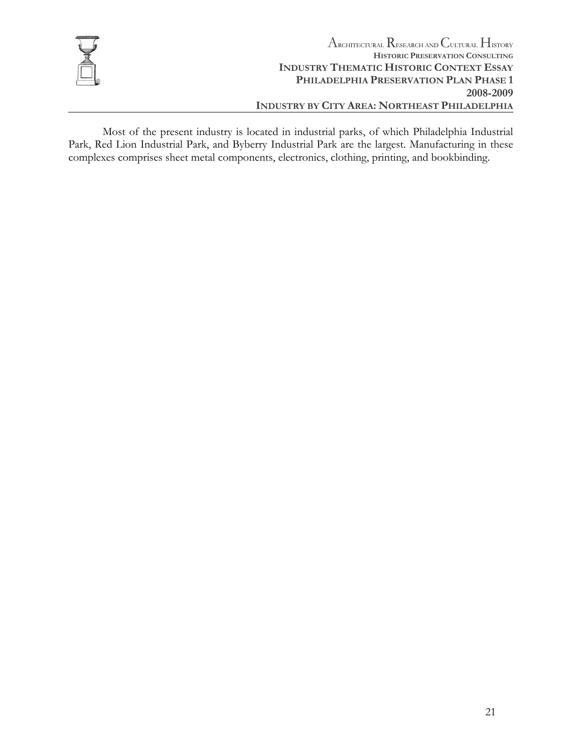Most of the present industry is located in industrial parks, of which Philadelphia Industrial Park, Red Lion Industrial Park, and Byberry Industrial Park are the largest. Manufacturing in these complexes comprises sheet metal components, electronics, clothing, printing, and bookbinding.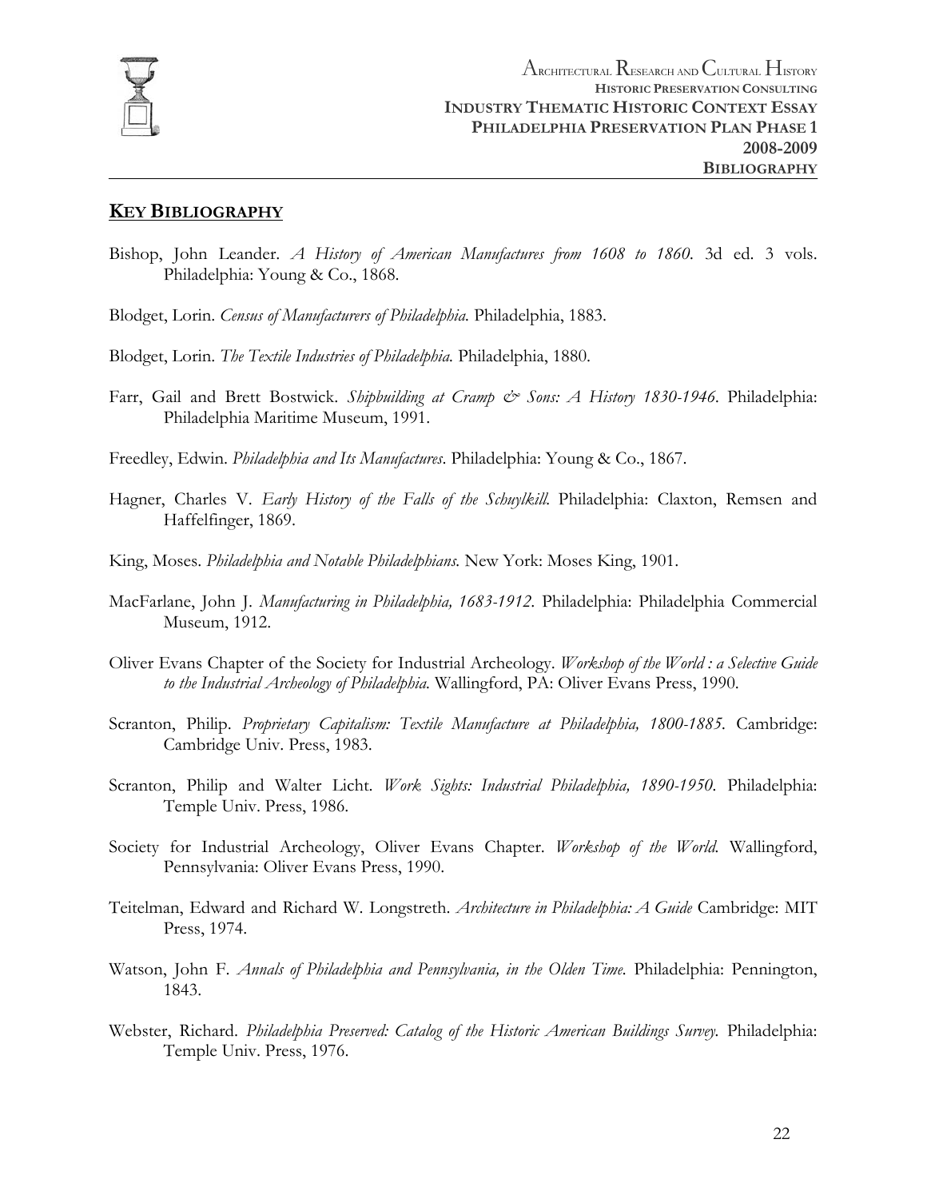## **KEY BIBLIOGRAPHY**

Bishop, John Leander. *A History of American Manufactures from 1608 to 1860.* 3d ed. 3 vols. Philadelphia: Young & Co., 1868.

Blodget, Lorin. *Census of Manufacturers of Philadelphia.* Philadelphia, 1883.

Blodget, Lorin. *The Textile Industries of Philadelphia.* Philadelphia, 1880.

Farr, Gail and Brett Bostwick. *Shipbuilding at Cramp & Sons: A History 1830-1946*. Philadelphia: Philadelphia Maritime Museum, 1991.

Freedley, Edwin. *Philadelphia and Its Manufactures*. Philadelphia: Young & Co., 1867.

Hagner, Charles V. *Early History of the Falls of the Schuylkill.* Philadelphia: Claxton, Remsen and Haffelfinger, 1869.

King, Moses. *Philadelphia and Notable Philadelphians.* New York: Moses King, 1901.

MacFarlane, John J. *Manufacturing in Philadelphia, 1683-1912*. Philadelphia: Philadelphia Commercial Museum, 1912.

Oliver Evans Chapter of the Society for Industrial Archeology. *Workshop of the World : a Selective Guide to the Industrial Archeology of Philadelphia.* Wallingford, PA: Oliver Evans Press, 1990.

Scranton, Philip. *Proprietary Capitalism: Textile Manufacture at Philadelphia, 1800-1885*. Cambridge: Cambridge Univ. Press, 1983.

Scranton, Philip and Walter Licht. *Work Sights: Industrial Philadelphia, 1890-1950*. Philadelphia: Temple Univ. Press, 1986.

Society for Industrial Archeology, Oliver Evans Chapter. *Workshop of the World.* Wallingford, Pennsylvania: Oliver Evans Press, 1990.

Teitelman, Edward and Richard W. Longstreth. *Architecture in Philadelphia: A Guide* Cambridge: MIT Press, 1974.

Watson, John F. *Annals of Philadelphia and Pennsylvania, in the Olden Time.* Philadelphia: Pennington, 1843.

Webster, Richard. *Philadelphia Preserved: Catalog of the Historic American Buildings Survey.* Philadelphia: Temple Univ. Press, 1976.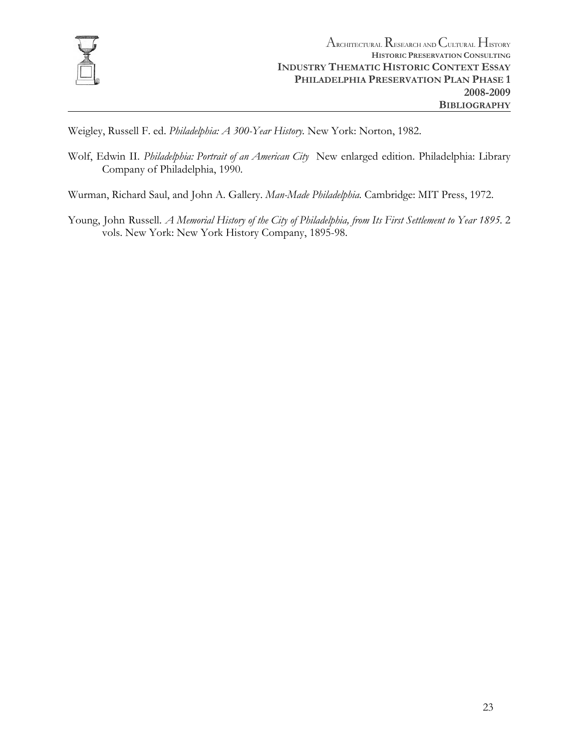Weigley, Russell F. ed. *Philadelphia: A 300-Year History.* New York: Norton, 1982.

Wolf, Edwin II. *Philadelphia: Portrait of an American City* New enlarged edition. Philadelphia: Library Company of Philadelphia, 1990.

Wurman, Richard Saul, and John A. Gallery. *Man-Made Philadelphia.* Cambridge: MIT Press, 1972.

Young, John Russell. *A Memorial History of the City of Philadelphia, from Its First Settlement to Year 1895.* 2 vols. New York: New York History Company, 1895-98.